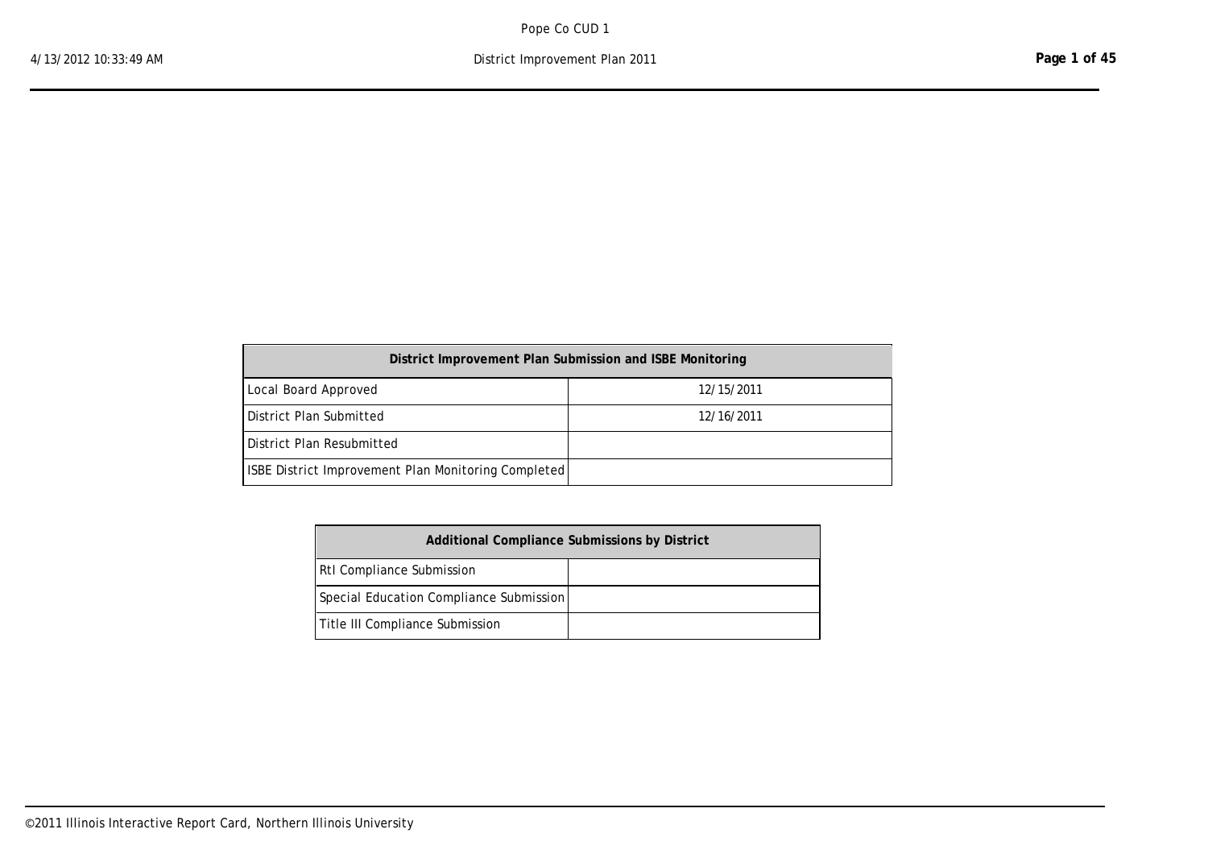| District Improvement Plan Submission and ISBE Monitoring | |
|---|---|
| Local Board Approved | 12/15/2011 |
| District Plan Submitted | 12/16/2011 |
| District Plan Resubmitted | |
| ISBE District Improvement Plan Monitoring Completed | |

| Additional Compliance Submissions by District | |
|---|---|
| RtI Compliance Submission | |
| Special Education Compliance Submission | |
| Title III Compliance Submission | |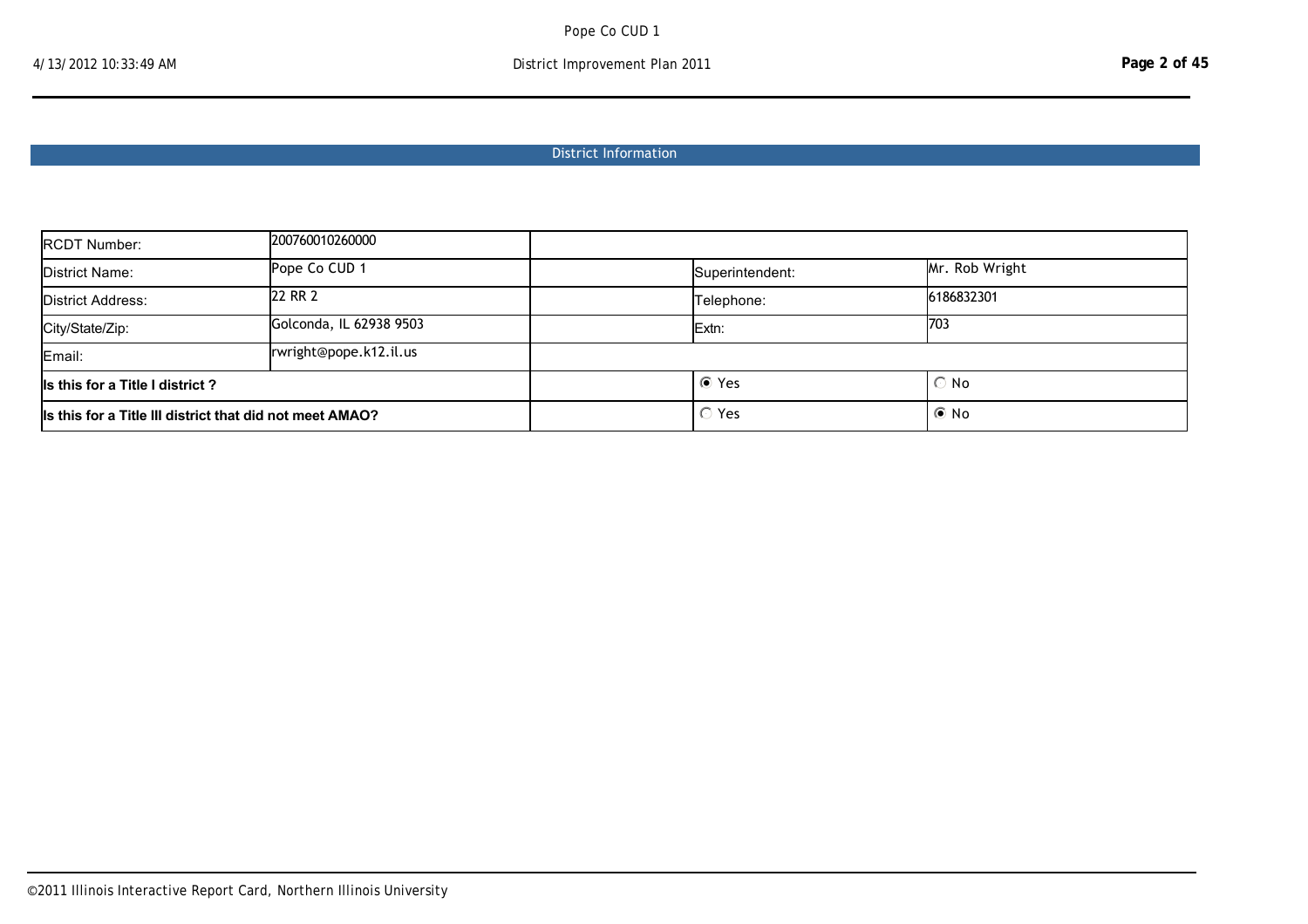## District Information

| | | | | |
|---|---|---|---|---|
| RCDT Number: | 200760010260000 | | | |
| District Name: | Pope Co CUD 1 | | Superintendent: | Mr. Rob Wright |
| District Address: | 22 RR 2 | | Telephone: | 6186832301 |
| City/State/Zip: | Golconda, IL 62938 9503 | | Extn: | 703 |
| Email: | rwright@pope.k12.il.us | | | |
| **Is this for a Title I district ?** | | | ◉ Yes | ○ No |
| **Is this for a Title III district that did not meet AMAO?** | | | ○ Yes | ◉ No |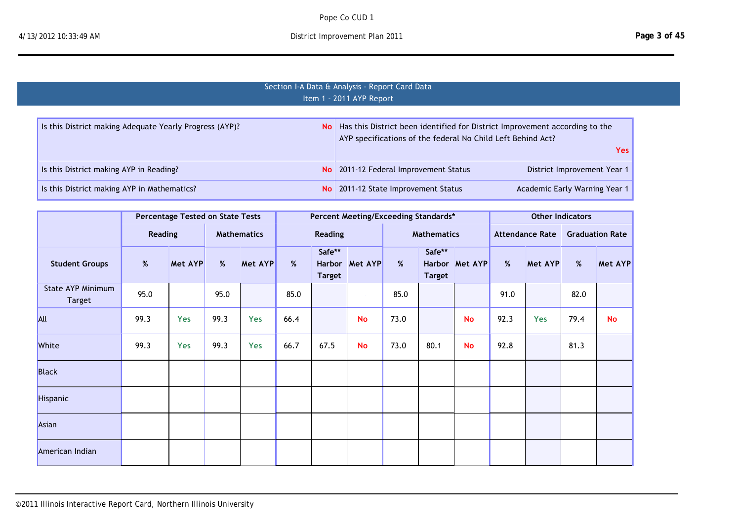## Section I-A Data & Analysis - Report Card Data
### Item 1 - 2011 AYP Report

| | | | |
|---|---|---|---|
| Is this District making Adequate Yearly Progress (AYP)? | No | Has this District been identified for District Improvement according to the AYP specifications of the federal No Child Left Behind Act? | Yes |
| Is this District making AYP in Reading? | No | 2011-12 Federal Improvement Status | District Improvement Year 1 |
| Is this District making AYP in Mathematics? | No | 2011-12 State Improvement Status | Academic Early Warning Year 1 |

| | Percentage Tested on State Tests | | | | Percent Meeting/Exceeding Standards* | | | | | | Other Indicators | | | |
|---|---|---|---|---|---|---|---|---|---|---|---|---|---|---|
| | Reading | | Mathematics | | Reading | | | Mathematics | | | Attendance Rate | | Graduation Rate | |
| Student Groups | % | Met AYP | % | Met AYP | % | Safe** Harbor Target | Met AYP | % | Safe** Harbor Target | Met AYP | % | Met AYP | % | Met AYP |
| State AYP Minimum Target | 95.0 | | 95.0 | | 85.0 | | | 85.0 | | | 91.0 | | 82.0 | |
| All | 99.3 | Yes | 99.3 | Yes | 66.4 | | No | 73.0 | | No | 92.3 | Yes | 79.4 | No |
| White | 99.3 | Yes | 99.3 | Yes | 66.7 | 67.5 | No | 73.0 | 80.1 | No | 92.8 | | 81.3 | |
| Black | | | | | | | | | | | | | | |
| Hispanic | | | | | | | | | | | | | | |
| Asian | | | | | | | | | | | | | | |
| American Indian | | | | | | | | | | | | | | |

©2011 Illinois Interactive Report Card, Northern Illinois University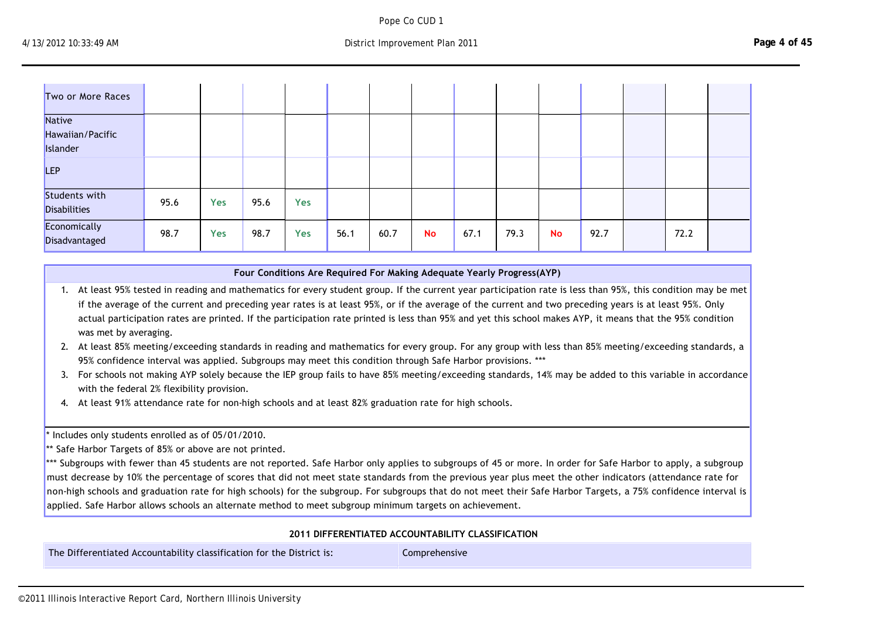| | | | | | | | | | | | | | | |
|---|---|---|---|---|---|---|---|---|---|---|---|---|---|---|
| Two or More Races | | | | | | | | | | | | | | |
| Native Hawaiian/Pacific Islander | | | | | | | | | | | | | | |
| LEP | | | | | | | | | | | | | | |
| Students with Disabilities | 95.6 | Yes | 95.6 | Yes | | | | | | | | | | |
| Economically Disadvantaged | 98.7 | Yes | 98.7 | Yes | 56.1 | 60.7 | No | 67.1 | 79.3 | No | 92.7 | | 72.2 | |

**Four Conditions Are Required For Making Adequate Yearly Progress(AYP)**

1. At least 95% tested in reading and mathematics for every student group. If the current year participation rate is less than 95%, this condition may be met if the average of the current and preceding year rates is at least 95%, or if the average of the current and two preceding years is at least 95%. Only actual participation rates are printed. If the participation rate printed is less than 95% and yet this school makes AYP, it means that the 95% condition was met by averaging.
2. At least 85% meeting/exceeding standards in reading and mathematics for every group. For any group with less than 85% meeting/exceeding standards, a 95% confidence interval was applied. Subgroups may meet this condition through Safe Harbor provisions. ***
3. For schools not making AYP solely because the IEP group fails to have 85% meeting/exceeding standards, 14% may be added to this variable in accordance with the federal 2% flexibility provision.
4. At least 91% attendance rate for non-high schools and at least 82% graduation rate for high schools.

* Includes only students enrolled as of 05/01/2010.

** Safe Harbor Targets of 85% or above are not printed.

*** Subgroups with fewer than 45 students are not reported. Safe Harbor only applies to subgroups of 45 or more. In order for Safe Harbor to apply, a subgroup must decrease by 10% the percentage of scores that did not meet state standards from the previous year plus meet the other indicators (attendance rate for non-high schools and graduation rate for high schools) for the subgroup. For subgroups that do not meet their Safe Harbor Targets, a 75% confidence interval is applied. Safe Harbor allows schools an alternate method to meet subgroup minimum targets on achievement.

**2011 DIFFERENTIATED ACCOUNTABILITY CLASSIFICATION**

| | |
|---|---|
| The Differentiated Accountability classification for the District is: | Comprehensive |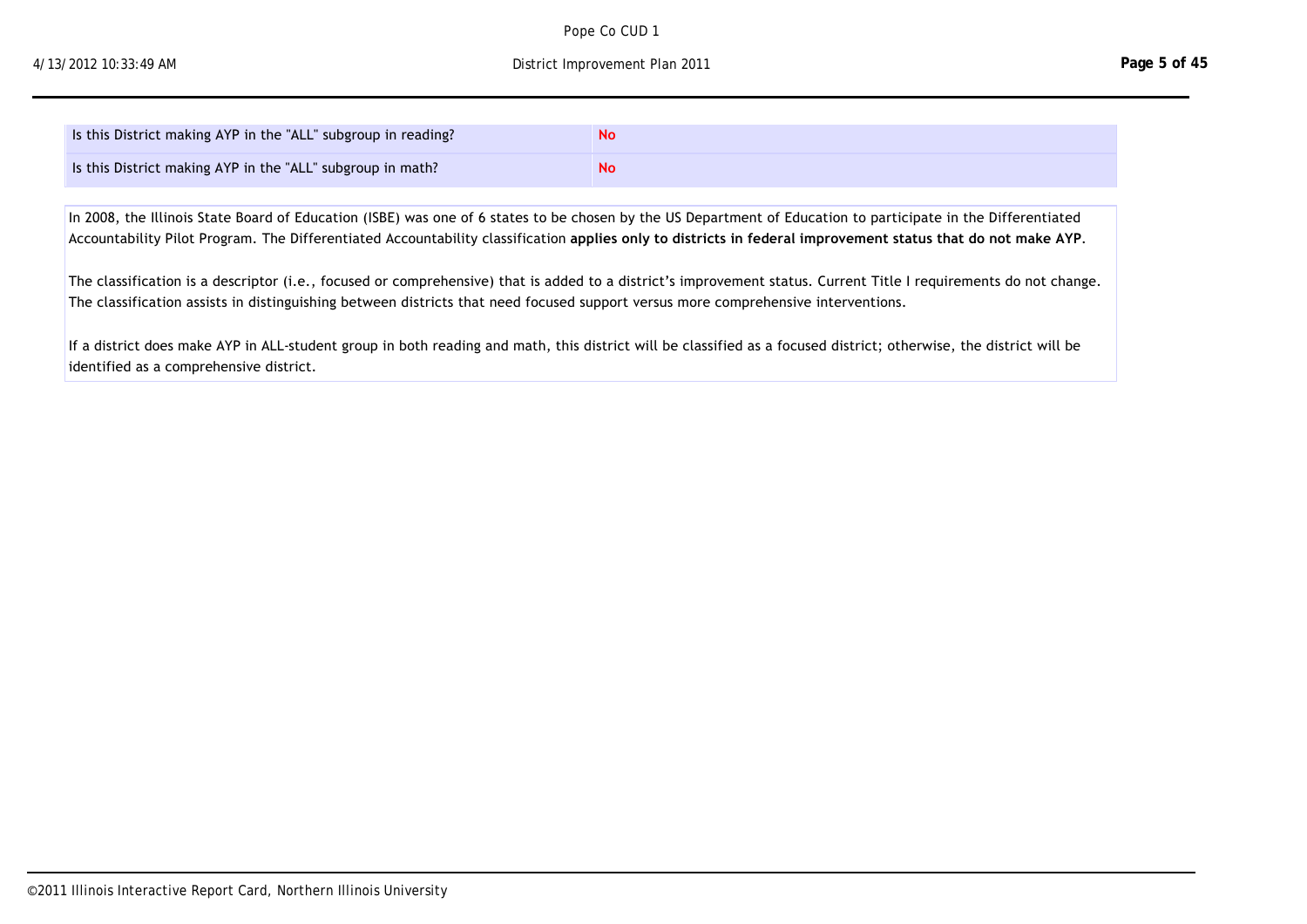| Is this District making AYP in the "ALL" subgroup in reading? | **No** |
| --- | --- |
| Is this District making AYP in the "ALL" subgroup in math? | **No** |

In 2008, the Illinois State Board of Education (ISBE) was one of 6 states to be chosen by the US Department of Education to participate in the Differentiated Accountability Pilot Program. The Differentiated Accountability classification **applies only to districts in federal improvement status that do not make AYP**.

The classification is a descriptor (i.e., focused or comprehensive) that is added to a district's improvement status. Current Title I requirements do not change. The classification assists in distinguishing between districts that need focused support versus more comprehensive interventions.

If a district does make AYP in ALL-student group in both reading and math, this district will be classified as a focused district; otherwise, the district will be identified as a comprehensive district.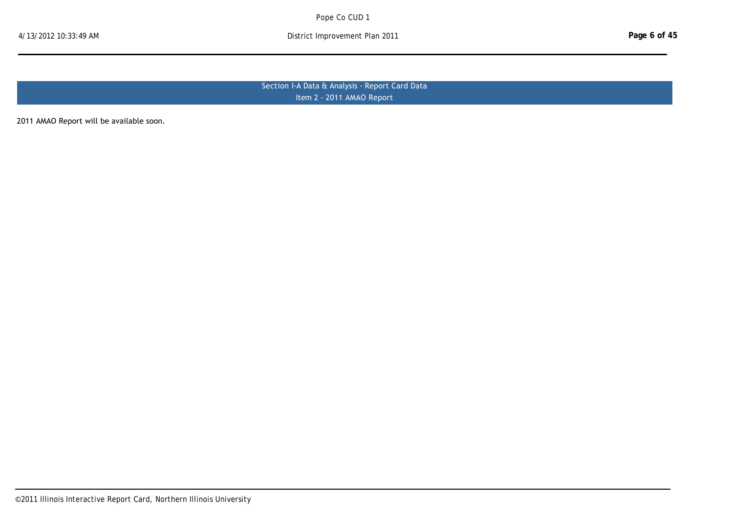## Section I-A Data & Analysis - Report Card Data
### Item 2 - 2011 AMAO Report

2011 AMAO Report will be available soon.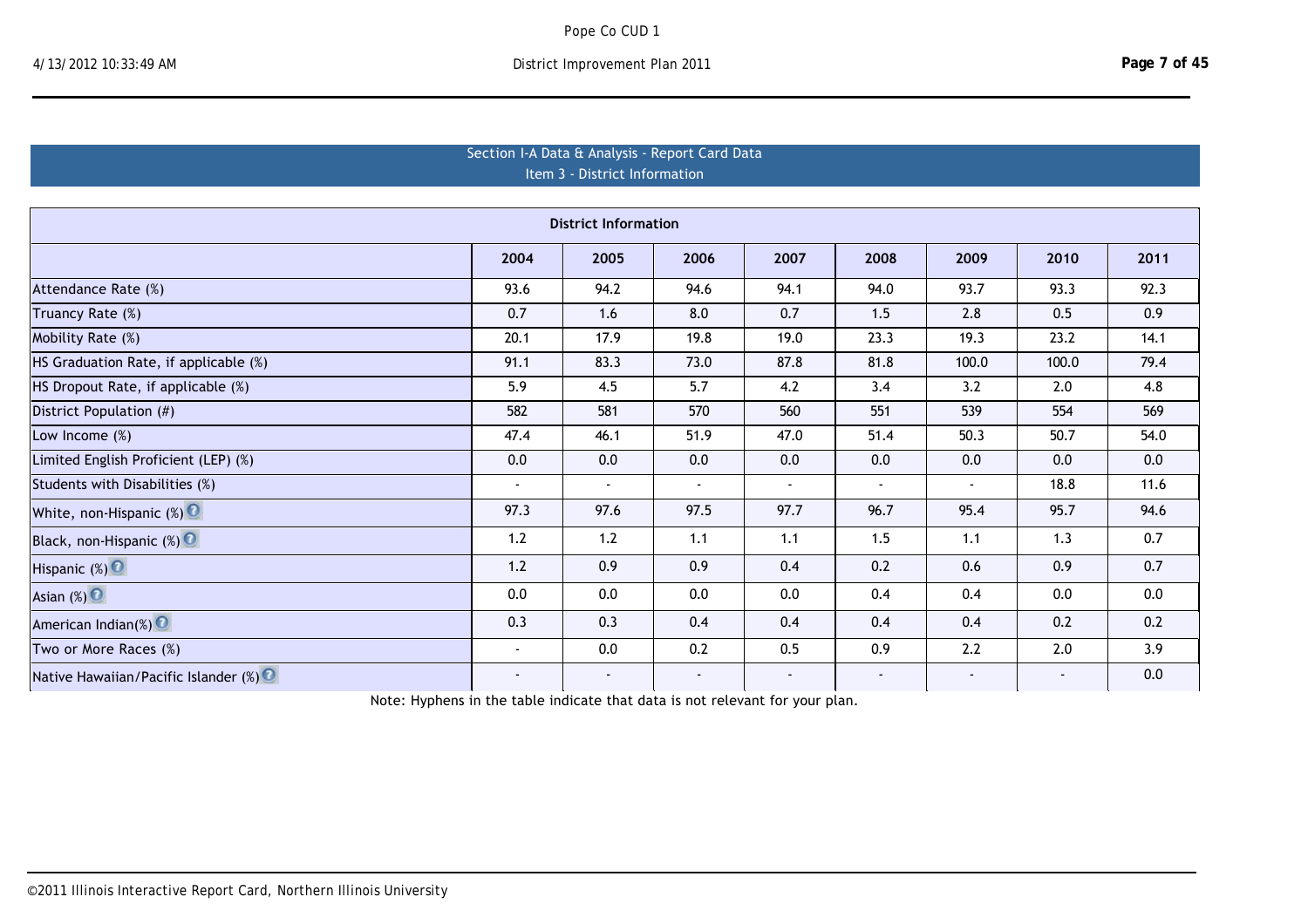## Section I-A Data & Analysis - Report Card Data
### Item 3 - District Information

| District Information | | | | | | | | |
|---|---|---|---|---|---|---|---|---|
| | 2004 | 2005 | 2006 | 2007 | 2008 | 2009 | 2010 | 2011 |
| Attendance Rate (%) | 93.6 | 94.2 | 94.6 | 94.1 | 94.0 | 93.7 | 93.3 | 92.3 |
| Truancy Rate (%) | 0.7 | 1.6 | 8.0 | 0.7 | 1.5 | 2.8 | 0.5 | 0.9 |
| Mobility Rate (%) | 20.1 | 17.9 | 19.8 | 19.0 | 23.3 | 19.3 | 23.2 | 14.1 |
| HS Graduation Rate, if applicable (%) | 91.1 | 83.3 | 73.0 | 87.8 | 81.8 | 100.0 | 100.0 | 79.4 |
| HS Dropout Rate, if applicable (%) | 5.9 | 4.5 | 5.7 | 4.2 | 3.4 | 3.2 | 2.0 | 4.8 |
| District Population (#) | 582 | 581 | 570 | 560 | 551 | 539 | 554 | 569 |
| Low Income (%) | 47.4 | 46.1 | 51.9 | 47.0 | 51.4 | 50.3 | 50.7 | 54.0 |
| Limited English Proficient (LEP) (%) | 0.0 | 0.0 | 0.0 | 0.0 | 0.0 | 0.0 | 0.0 | 0.0 |
| Students with Disabilities (%) | - | - | - | - | - | - | 18.8 | 11.6 |
| White, non-Hispanic (%) | 97.3 | 97.6 | 97.5 | 97.7 | 96.7 | 95.4 | 95.7 | 94.6 |
| Black, non-Hispanic (%) | 1.2 | 1.2 | 1.1 | 1.1 | 1.5 | 1.1 | 1.3 | 0.7 |
| Hispanic (%) | 1.2 | 0.9 | 0.9 | 0.4 | 0.2 | 0.6 | 0.9 | 0.7 |
| Asian (%) | 0.0 | 0.0 | 0.0 | 0.0 | 0.4 | 0.4 | 0.0 | 0.0 |
| American Indian(%) | 0.3 | 0.3 | 0.4 | 0.4 | 0.4 | 0.4 | 0.2 | 0.2 |
| Two or More Races (%) | - | 0.0 | 0.2 | 0.5 | 0.9 | 2.2 | 2.0 | 3.9 |
| Native Hawaiian/Pacific Islander (%) | - | - | - | - | - | - | - | 0.0 |

Note: Hyphens in the table indicate that data is not relevant for your plan.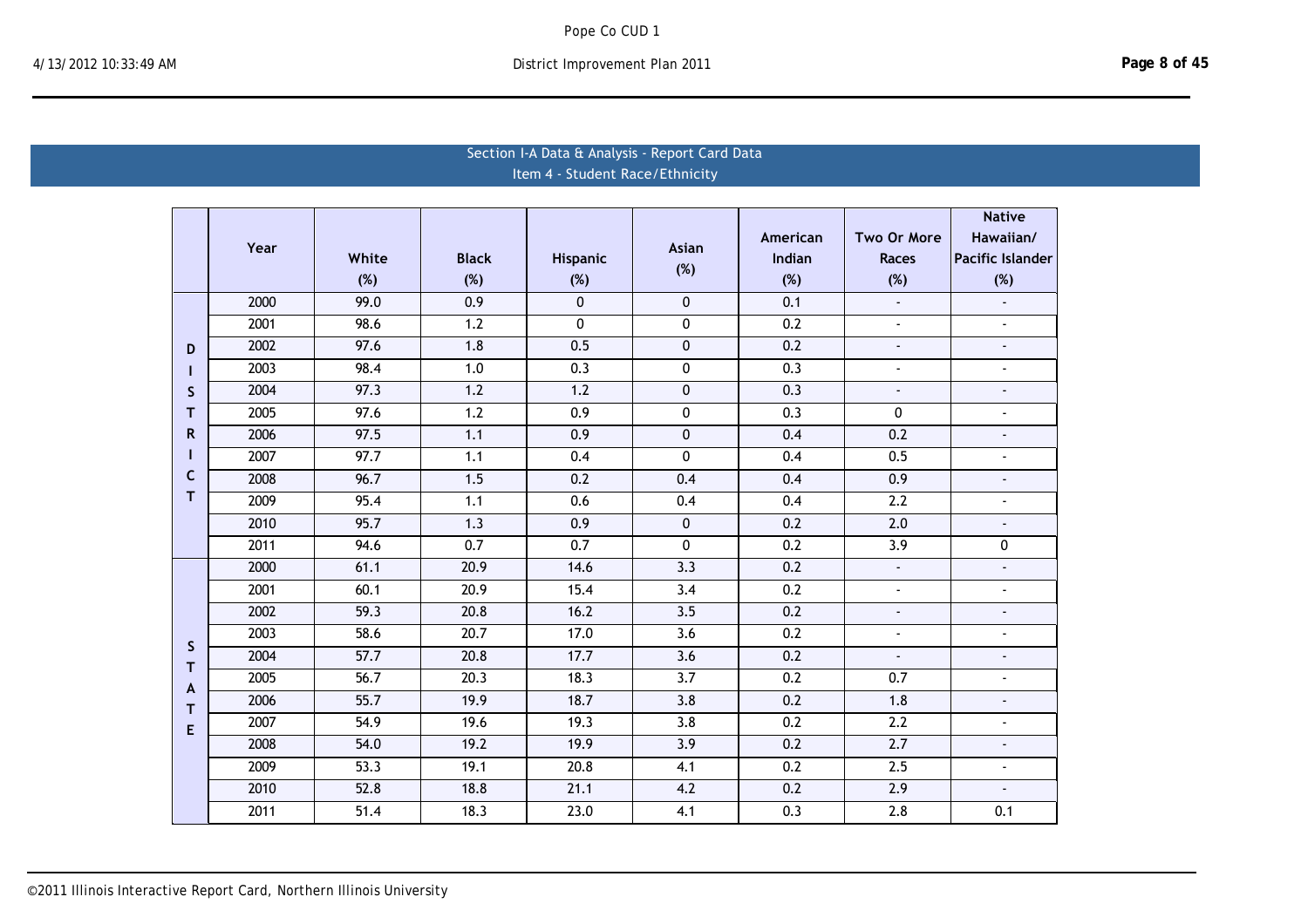## Section I-A Data & Analysis - Report Card Data

### Item 4 - Student Race/Ethnicity

| | Year | White (%) | Black (%) | Hispanic (%) | Asian (%) | American Indian (%) | Two Or More Races (%) | Native Hawaiian/ Pacific Islander (%) |
|---|---|---|---|---|---|---|---|---|
| DISTRICT | 2000 | 99.0 | 0.9 | 0 | 0 | 0.1 | - | - |
| | 2001 | 98.6 | 1.2 | 0 | 0 | 0.2 | - | - |
| | 2002 | 97.6 | 1.8 | 0.5 | 0 | 0.2 | - | - |
| | 2003 | 98.4 | 1.0 | 0.3 | 0 | 0.3 | - | - |
| | 2004 | 97.3 | 1.2 | 1.2 | 0 | 0.3 | - | - |
| | 2005 | 97.6 | 1.2 | 0.9 | 0 | 0.3 | 0 | - |
| | 2006 | 97.5 | 1.1 | 0.9 | 0 | 0.4 | 0.2 | - |
| | 2007 | 97.7 | 1.1 | 0.4 | 0 | 0.4 | 0.5 | - |
| | 2008 | 96.7 | 1.5 | 0.2 | 0.4 | 0.4 | 0.9 | - |
| | 2009 | 95.4 | 1.1 | 0.6 | 0.4 | 0.4 | 2.2 | - |
| | 2010 | 95.7 | 1.3 | 0.9 | 0 | 0.2 | 2.0 | - |
| | 2011 | 94.6 | 0.7 | 0.7 | 0 | 0.2 | 3.9 | 0 |
| STATE | 2000 | 61.1 | 20.9 | 14.6 | 3.3 | 0.2 | - | - |
| | 2001 | 60.1 | 20.9 | 15.4 | 3.4 | 0.2 | - | - |
| | 2002 | 59.3 | 20.8 | 16.2 | 3.5 | 0.2 | - | - |
| | 2003 | 58.6 | 20.7 | 17.0 | 3.6 | 0.2 | - | - |
| | 2004 | 57.7 | 20.8 | 17.7 | 3.6 | 0.2 | - | - |
| | 2005 | 56.7 | 20.3 | 18.3 | 3.7 | 0.2 | 0.7 | - |
| | 2006 | 55.7 | 19.9 | 18.7 | 3.8 | 0.2 | 1.8 | - |
| | 2007 | 54.9 | 19.6 | 19.3 | 3.8 | 0.2 | 2.2 | - |
| | 2008 | 54.0 | 19.2 | 19.9 | 3.9 | 0.2 | 2.7 | - |
| | 2009 | 53.3 | 19.1 | 20.8 | 4.1 | 0.2 | 2.5 | - |
| | 2010 | 52.8 | 18.8 | 21.1 | 4.2 | 0.2 | 2.9 | - |
| | 2011 | 51.4 | 18.3 | 23.0 | 4.1 | 0.3 | 2.8 | 0.1 |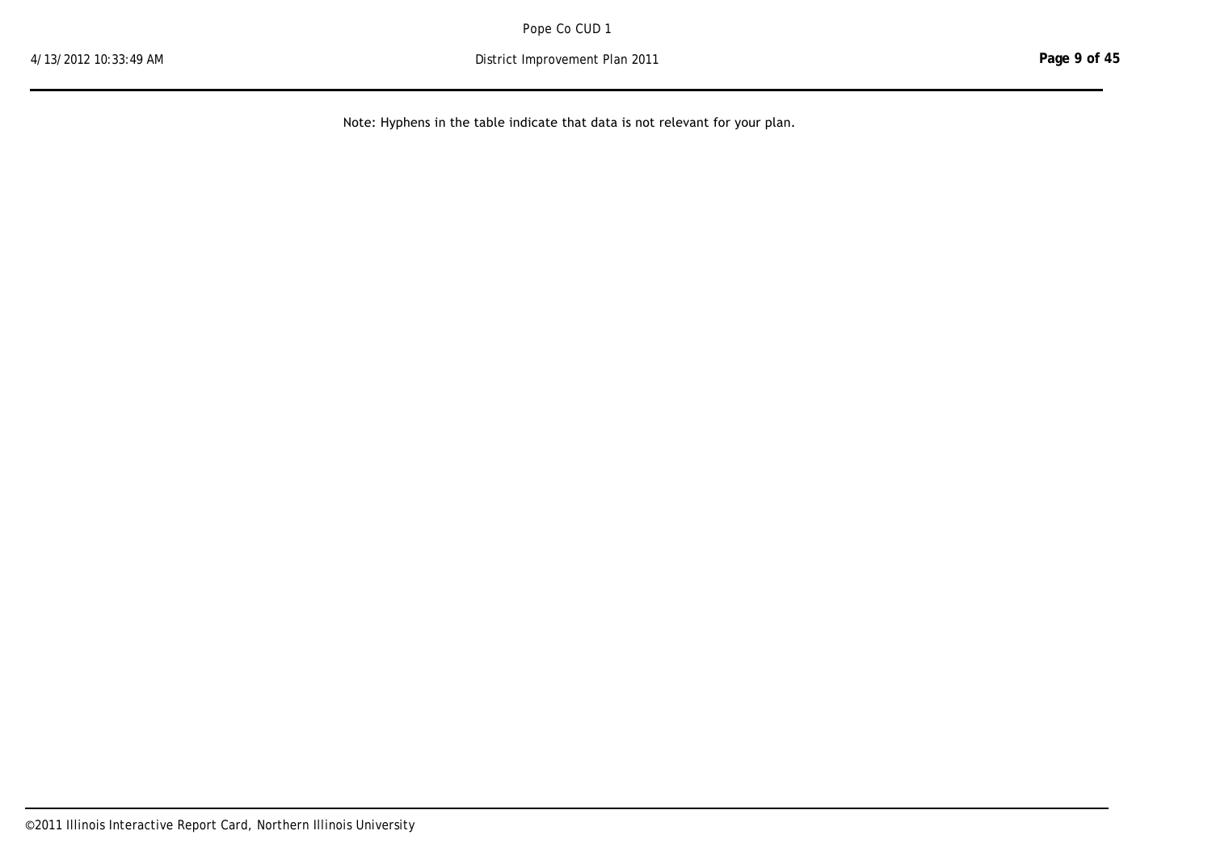Note: Hyphens in the table indicate that data is not relevant for your plan.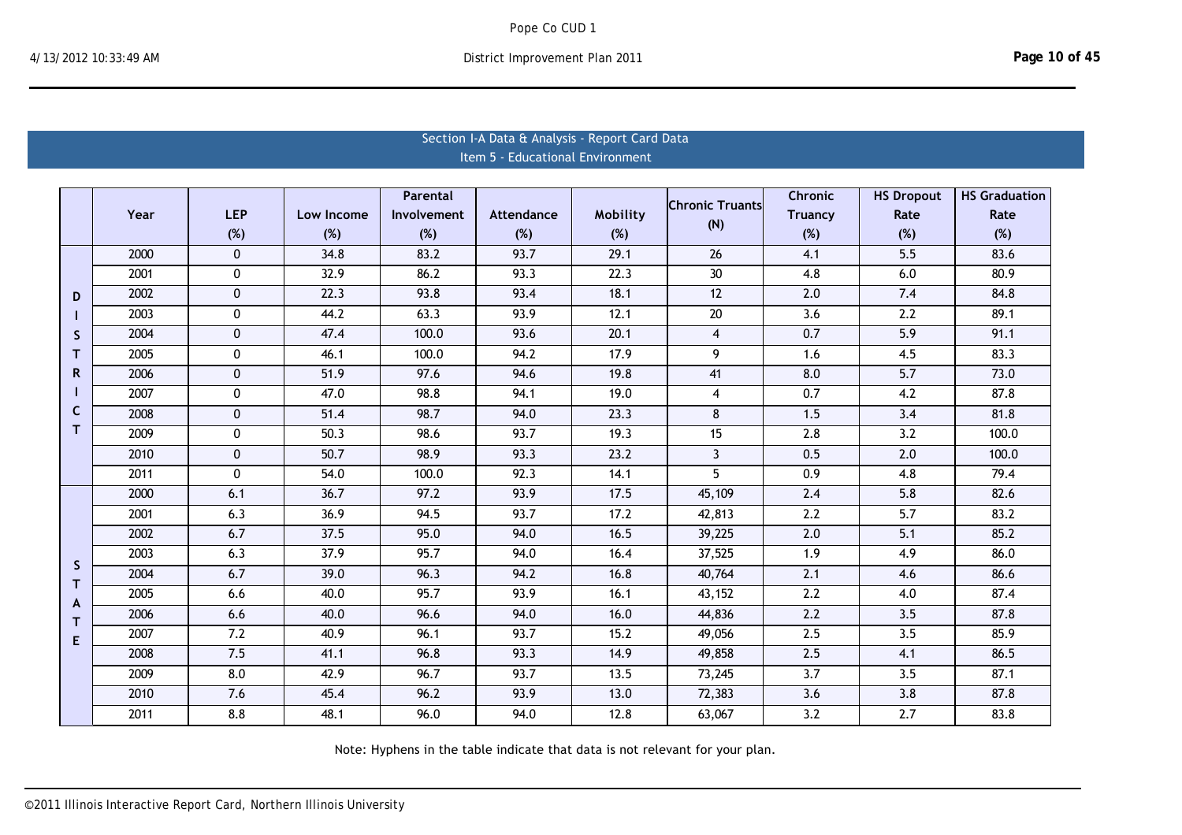## Section I-A Data & Analysis - Report Card Data

### Item 5 - Educational Environment

| | Year | LEP (%) | Low Income (%) | Parental Involvement (%) | Attendance (%) | Mobility (%) | Chronic Truants (N) | Chronic Truancy (%) | HS Dropout Rate (%) | HS Graduation Rate (%) |
|---|---|---|---|---|---|---|---|---|---|---|
| DISTRICT | 2000 | 0 | 34.8 | 83.2 | 93.7 | 29.1 | 26 | 4.1 | 5.5 | 83.6 |
| | 2001 | 0 | 32.9 | 86.2 | 93.3 | 22.3 | 30 | 4.8 | 6.0 | 80.9 |
| | 2002 | 0 | 22.3 | 93.8 | 93.4 | 18.1 | 12 | 2.0 | 7.4 | 84.8 |
| | 2003 | 0 | 44.2 | 63.3 | 93.9 | 12.1 | 20 | 3.6 | 2.2 | 89.1 |
| | 2004 | 0 | 47.4 | 100.0 | 93.6 | 20.1 | 4 | 0.7 | 5.9 | 91.1 |
| | 2005 | 0 | 46.1 | 100.0 | 94.2 | 17.9 | 9 | 1.6 | 4.5 | 83.3 |
| | 2006 | 0 | 51.9 | 97.6 | 94.6 | 19.8 | 41 | 8.0 | 5.7 | 73.0 |
| | 2007 | 0 | 47.0 | 98.8 | 94.1 | 19.0 | 4 | 0.7 | 4.2 | 87.8 |
| | 2008 | 0 | 51.4 | 98.7 | 94.0 | 23.3 | 8 | 1.5 | 3.4 | 81.8 |
| | 2009 | 0 | 50.3 | 98.6 | 93.7 | 19.3 | 15 | 2.8 | 3.2 | 100.0 |
| | 2010 | 0 | 50.7 | 98.9 | 93.3 | 23.2 | 3 | 0.5 | 2.0 | 100.0 |
| | 2011 | 0 | 54.0 | 100.0 | 92.3 | 14.1 | 5 | 0.9 | 4.8 | 79.4 |
| STATE | 2000 | 6.1 | 36.7 | 97.2 | 93.9 | 17.5 | 45,109 | 2.4 | 5.8 | 82.6 |
| | 2001 | 6.3 | 36.9 | 94.5 | 93.7 | 17.2 | 42,813 | 2.2 | 5.7 | 83.2 |
| | 2002 | 6.7 | 37.5 | 95.0 | 94.0 | 16.5 | 39,225 | 2.0 | 5.1 | 85.2 |
| | 2003 | 6.3 | 37.9 | 95.7 | 94.0 | 16.4 | 37,525 | 1.9 | 4.9 | 86.0 |
| | 2004 | 6.7 | 39.0 | 96.3 | 94.2 | 16.8 | 40,764 | 2.1 | 4.6 | 86.6 |
| | 2005 | 6.6 | 40.0 | 95.7 | 93.9 | 16.1 | 43,152 | 2.2 | 4.0 | 87.4 |
| | 2006 | 6.6 | 40.0 | 96.6 | 94.0 | 16.0 | 44,836 | 2.2 | 3.5 | 87.8 |
| | 2007 | 7.2 | 40.9 | 96.1 | 93.7 | 15.2 | 49,056 | 2.5 | 3.5 | 85.9 |
| | 2008 | 7.5 | 41.1 | 96.8 | 93.3 | 14.9 | 49,858 | 2.5 | 4.1 | 86.5 |
| | 2009 | 8.0 | 42.9 | 96.7 | 93.7 | 13.5 | 73,245 | 3.7 | 3.5 | 87.1 |
| | 2010 | 7.6 | 45.4 | 96.2 | 93.9 | 13.0 | 72,383 | 3.6 | 3.8 | 87.8 |
| | 2011 | 8.8 | 48.1 | 96.0 | 94.0 | 12.8 | 63,067 | 3.2 | 2.7 | 83.8 |

Note: Hyphens in the table indicate that data is not relevant for your plan.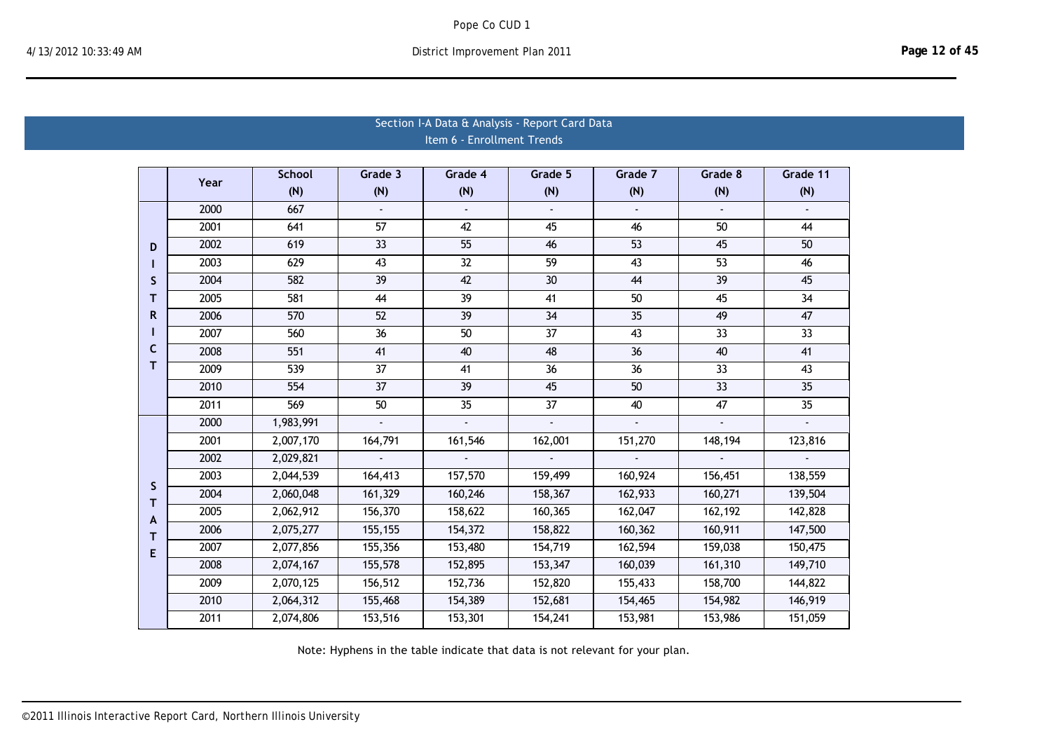## Section I-A Data & Analysis - Report Card Data

### Item 6 - Enrollment Trends

| | Year | School (N) | Grade 3 (N) | Grade 4 (N) | Grade 5 (N) | Grade 7 (N) | Grade 8 (N) | Grade 11 (N) |
|---|---|---|---|---|---|---|---|---|
| DISTRICT | 2000 | 667 | - | - | - | - | - | - |
| | 2001 | 641 | 57 | 42 | 45 | 46 | 50 | 44 |
| | 2002 | 619 | 33 | 55 | 46 | 53 | 45 | 50 |
| | 2003 | 629 | 43 | 32 | 59 | 43 | 53 | 46 |
| | 2004 | 582 | 39 | 42 | 30 | 44 | 39 | 45 |
| | 2005 | 581 | 44 | 39 | 41 | 50 | 45 | 34 |
| | 2006 | 570 | 52 | 39 | 34 | 35 | 49 | 47 |
| | 2007 | 560 | 36 | 50 | 37 | 43 | 33 | 33 |
| | 2008 | 551 | 41 | 40 | 48 | 36 | 40 | 41 |
| | 2009 | 539 | 37 | 41 | 36 | 36 | 33 | 43 |
| | 2010 | 554 | 37 | 39 | 45 | 50 | 33 | 35 |
| | 2011 | 569 | 50 | 35 | 37 | 40 | 47 | 35 |
| STATE | 2000 | 1,983,991 | - | - | - | - | - | - |
| | 2001 | 2,007,170 | 164,791 | 161,546 | 162,001 | 151,270 | 148,194 | 123,816 |
| | 2002 | 2,029,821 | - | - | - | - | - | - |
| | 2003 | 2,044,539 | 164,413 | 157,570 | 159,499 | 160,924 | 156,451 | 138,559 |
| | 2004 | 2,060,048 | 161,329 | 160,246 | 158,367 | 162,933 | 160,271 | 139,504 |
| | 2005 | 2,062,912 | 156,370 | 158,622 | 160,365 | 162,047 | 162,192 | 142,828 |
| | 2006 | 2,075,277 | 155,155 | 154,372 | 158,822 | 160,362 | 160,911 | 147,500 |
| | 2007 | 2,077,856 | 155,356 | 153,480 | 154,719 | 162,594 | 159,038 | 150,475 |
| | 2008 | 2,074,167 | 155,578 | 152,895 | 153,347 | 160,039 | 161,310 | 149,710 |
| | 2009 | 2,070,125 | 156,512 | 152,736 | 152,820 | 155,433 | 158,700 | 144,822 |
| | 2010 | 2,064,312 | 155,468 | 154,389 | 152,681 | 154,465 | 154,982 | 146,919 |
| | 2011 | 2,074,806 | 153,516 | 153,301 | 154,241 | 153,981 | 153,986 | 151,059 |

Note: Hyphens in the table indicate that data is not relevant for your plan.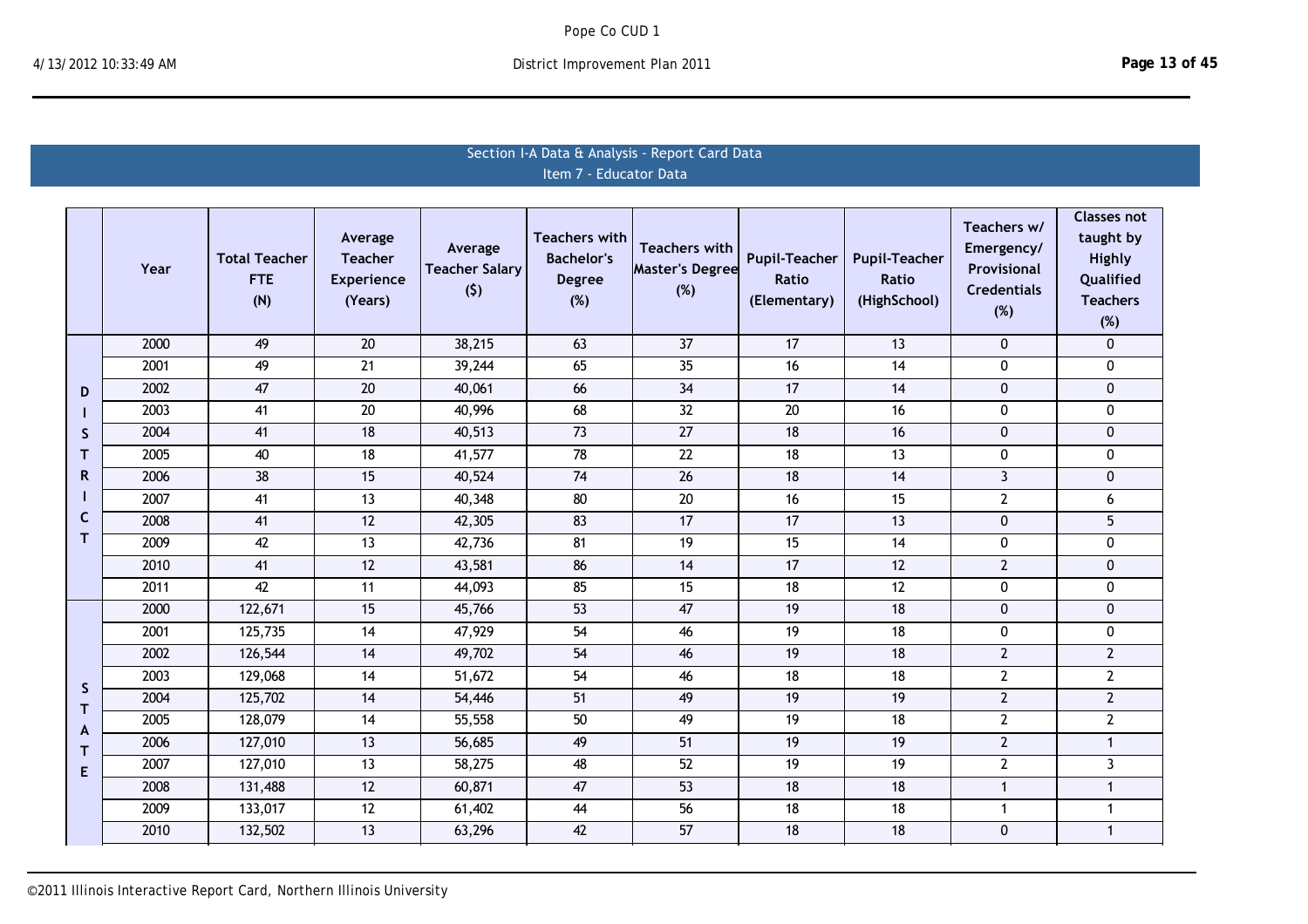## Section I-A Data & Analysis - Report Card Data
### Item 7 - Educator Data

| | Year | Total Teacher FTE (N) | Average Teacher Experience (Years) | Average Teacher Salary ($) | Teachers with Bachelor's Degree (%) | Teachers with Master's Degree (%) | Pupil-Teacher Ratio (Elementary) | Pupil-Teacher Ratio (HighSchool) | Teachers w/ Emergency/ Provisional Credentials (%) | Classes not taught by Highly Qualified Teachers (%) |
|---|---|---|---|---|---|---|---|---|---|---|
| DISTRICT | 2000 | 49 | 20 | 38,215 | 63 | 37 | 17 | 13 | 0 | 0 |
| | 2001 | 49 | 21 | 39,244 | 65 | 35 | 16 | 14 | 0 | 0 |
| | 2002 | 47 | 20 | 40,061 | 66 | 34 | 17 | 14 | 0 | 0 |
| | 2003 | 41 | 20 | 40,996 | 68 | 32 | 20 | 16 | 0 | 0 |
| | 2004 | 41 | 18 | 40,513 | 73 | 27 | 18 | 16 | 0 | 0 |
| | 2005 | 40 | 18 | 41,577 | 78 | 22 | 18 | 13 | 0 | 0 |
| | 2006 | 38 | 15 | 40,524 | 74 | 26 | 18 | 14 | 3 | 0 |
| | 2007 | 41 | 13 | 40,348 | 80 | 20 | 16 | 15 | 2 | 6 |
| | 2008 | 41 | 12 | 42,305 | 83 | 17 | 17 | 13 | 0 | 5 |
| | 2009 | 42 | 13 | 42,736 | 81 | 19 | 15 | 14 | 0 | 0 |
| | 2010 | 41 | 12 | 43,581 | 86 | 14 | 17 | 12 | 2 | 0 |
| | 2011 | 42 | 11 | 44,093 | 85 | 15 | 18 | 12 | 0 | 0 |
| STATE | 2000 | 122,671 | 15 | 45,766 | 53 | 47 | 19 | 18 | 0 | 0 |
| | 2001 | 125,735 | 14 | 47,929 | 54 | 46 | 19 | 18 | 0 | 0 |
| | 2002 | 126,544 | 14 | 49,702 | 54 | 46 | 19 | 18 | 2 | 2 |
| | 2003 | 129,068 | 14 | 51,672 | 54 | 46 | 18 | 18 | 2 | 2 |
| | 2004 | 125,702 | 14 | 54,446 | 51 | 49 | 19 | 19 | 2 | 2 |
| | 2005 | 128,079 | 14 | 55,558 | 50 | 49 | 19 | 18 | 2 | 2 |
| | 2006 | 127,010 | 13 | 56,685 | 49 | 51 | 19 | 19 | 2 | 1 |
| | 2007 | 127,010 | 13 | 58,275 | 48 | 52 | 19 | 19 | 2 | 3 |
| | 2008 | 131,488 | 12 | 60,871 | 47 | 53 | 18 | 18 | 1 | 1 |
| | 2009 | 133,017 | 12 | 61,402 | 44 | 56 | 18 | 18 | 1 | 1 |
| | 2010 | 132,502 | 13 | 63,296 | 42 | 57 | 18 | 18 | 0 | 1 |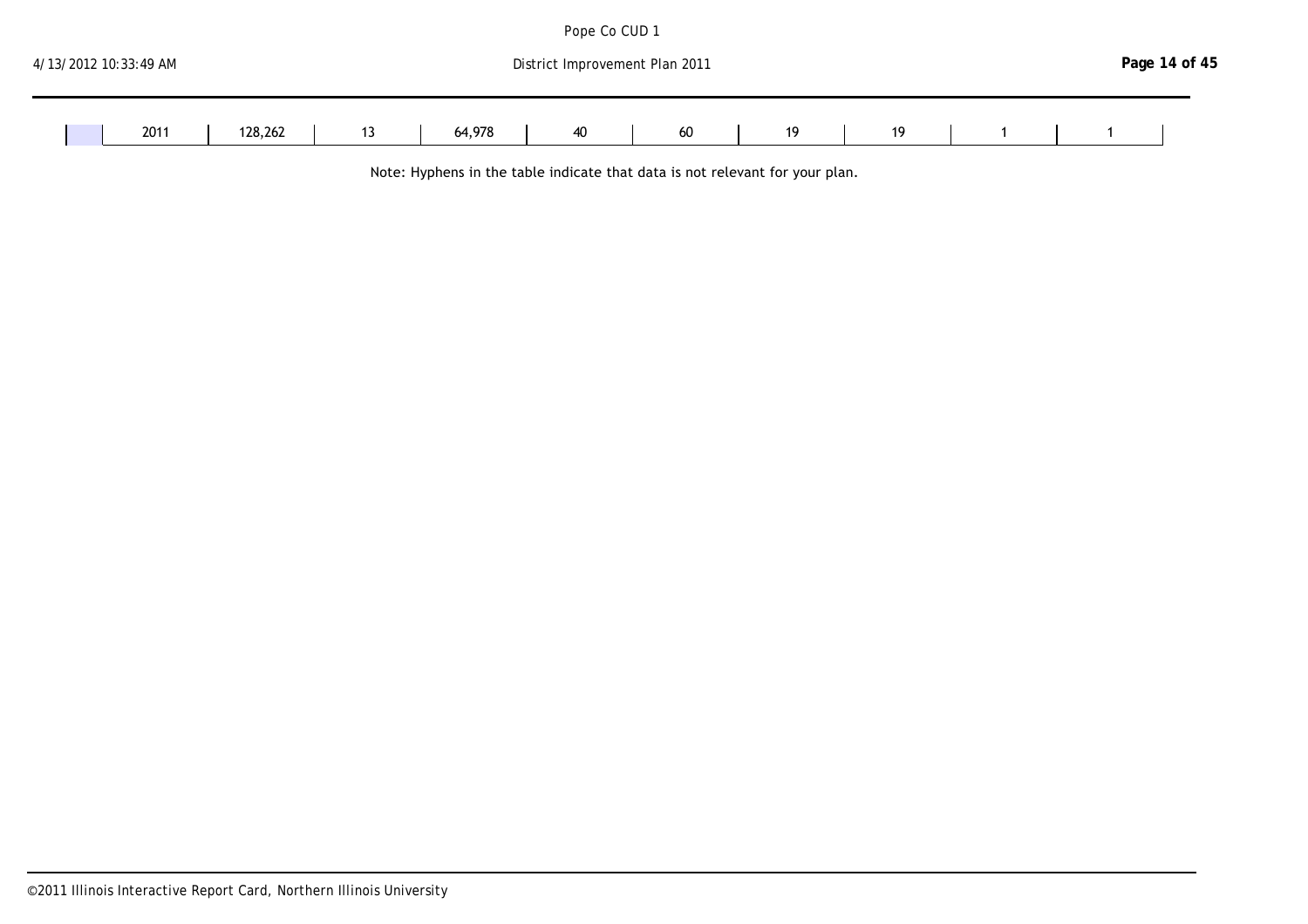|  | 2011 | 128,262 | 13 | 64,978 | 40 | 60 | 19 | 19 | 1 | 1 |
|---|---|---|---|---|---|---|---|---|---|---|

Note: Hyphens in the table indicate that data is not relevant for your plan.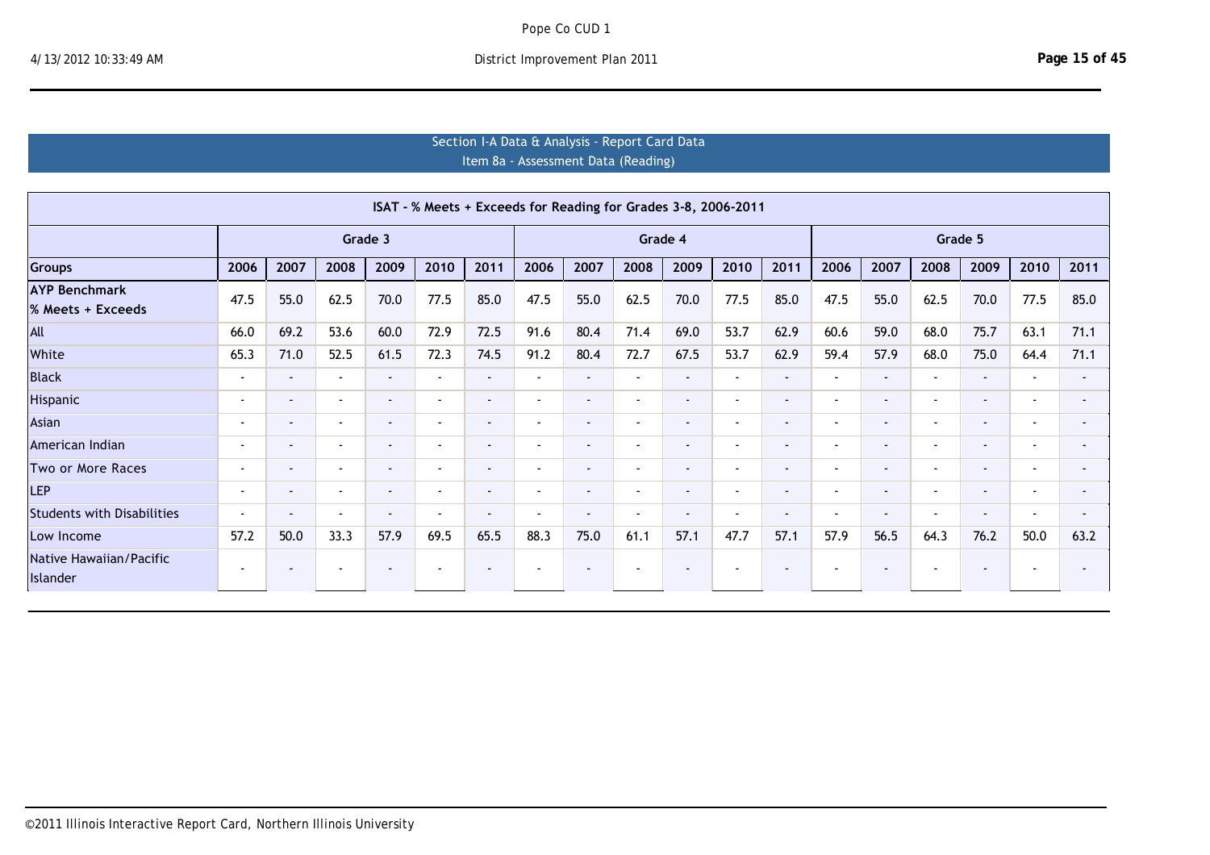## Section I-A Data & Analysis - Report Card Data
### Item 8a - Assessment Data (Reading)

| ISAT - % Meets + Exceeds for Reading for Grades 3-8, 2006-2011 | | | | | | | | | | | | | | | | | | |
|---|---|---|---|---|---|---|---|---|---|---|---|---|---|---|---|---|---|---|
| | Grade 3 | | | | | | Grade 4 | | | | | | Grade 5 | | | | | |
| **Groups** | **2006** | **2007** | **2008** | **2009** | **2010** | **2011** | **2006** | **2007** | **2008** | **2009** | **2010** | **2011** | **2006** | **2007** | **2008** | **2009** | **2010** | **2011** |
| **AYP Benchmark % Meets + Exceeds** | 47.5 | 55.0 | 62.5 | 70.0 | 77.5 | 85.0 | 47.5 | 55.0 | 62.5 | 70.0 | 77.5 | 85.0 | 47.5 | 55.0 | 62.5 | 70.0 | 77.5 | 85.0 |
| All | 66.0 | 69.2 | 53.6 | 60.0 | 72.9 | 72.5 | 91.6 | 80.4 | 71.4 | 69.0 | 53.7 | 62.9 | 60.6 | 59.0 | 68.0 | 75.7 | 63.1 | 71.1 |
| White | 65.3 | 71.0 | 52.5 | 61.5 | 72.3 | 74.5 | 91.2 | 80.4 | 72.7 | 67.5 | 53.7 | 62.9 | 59.4 | 57.9 | 68.0 | 75.0 | 64.4 | 71.1 |
| Black | - | - | - | - | - | - | - | - | - | - | - | - | - | - | - | - | - | - |
| Hispanic | - | - | - | - | - | - | - | - | - | - | - | - | - | - | - | - | - | - |
| Asian | - | - | - | - | - | - | - | - | - | - | - | - | - | - | - | - | - | - |
| American Indian | - | - | - | - | - | - | - | - | - | - | - | - | - | - | - | - | - | - |
| Two or More Races | - | - | - | - | - | - | - | - | - | - | - | - | - | - | - | - | - | - |
| LEP | - | - | - | - | - | - | - | - | - | - | - | - | - | - | - | - | - | - |
| Students with Disabilities | - | - | - | - | - | - | - | - | - | - | - | - | - | - | - | - | - | - |
| Low Income | 57.2 | 50.0 | 33.3 | 57.9 | 69.5 | 65.5 | 88.3 | 75.0 | 61.1 | 57.1 | 47.7 | 57.1 | 57.9 | 56.5 | 64.3 | 76.2 | 50.0 | 63.2 |
| Native Hawaiian/Pacific Islander | - | - | - | - | - | - | - | - | - | - | - | - | - | - | - | - | - | - |

©2011 Illinois Interactive Report Card, Northern Illinois University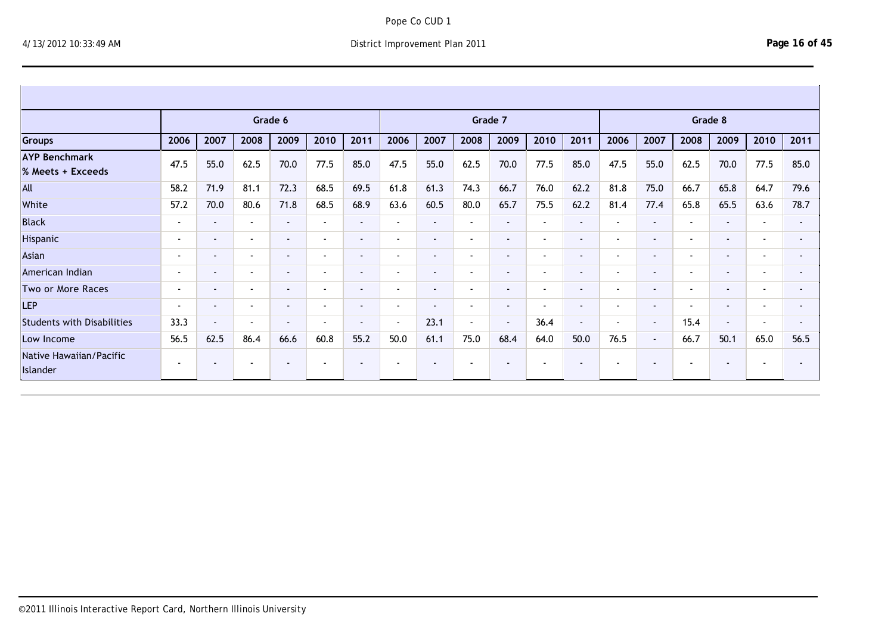| | Grade 6 | | | | | | Grade 7 | | | | | | Grade 8 | | | | | |
|---|---|---|---|---|---|---|---|---|---|---|---|---|---|---|---|---|---|---|
| **Groups** | **2006** | **2007** | **2008** | **2009** | **2010** | **2011** | **2006** | **2007** | **2008** | **2009** | **2010** | **2011** | **2006** | **2007** | **2008** | **2009** | **2010** | **2011** |
| **AYP Benchmark % Meets + Exceeds** | 47.5 | 55.0 | 62.5 | 70.0 | 77.5 | 85.0 | 47.5 | 55.0 | 62.5 | 70.0 | 77.5 | 85.0 | 47.5 | 55.0 | 62.5 | 70.0 | 77.5 | 85.0 |
| All | 58.2 | 71.9 | 81.1 | 72.3 | 68.5 | 69.5 | 61.8 | 61.3 | 74.3 | 66.7 | 76.0 | 62.2 | 81.8 | 75.0 | 66.7 | 65.8 | 64.7 | 79.6 |
| White | 57.2 | 70.0 | 80.6 | 71.8 | 68.5 | 68.9 | 63.6 | 60.5 | 80.0 | 65.7 | 75.5 | 62.2 | 81.4 | 77.4 | 65.8 | 65.5 | 63.6 | 78.7 |
| Black | - | - | - | - | - | - | - | - | - | - | - | - | - | - | - | - | - | - |
| Hispanic | - | - | - | - | - | - | - | - | - | - | - | - | - | - | - | - | - | - |
| Asian | - | - | - | - | - | - | - | - | - | - | - | - | - | - | - | - | - | - |
| American Indian | - | - | - | - | - | - | - | - | - | - | - | - | - | - | - | - | - | - |
| Two or More Races | - | - | - | - | - | - | - | - | - | - | - | - | - | - | - | - | - | - |
| LEP | - | - | - | - | - | - | - | - | - | - | - | - | - | - | - | - | - | - |
| Students with Disabilities | 33.3 | - | - | - | - | - | - | 23.1 | - | - | 36.4 | - | - | - | 15.4 | - | - | - |
| Low Income | 56.5 | 62.5 | 86.4 | 66.6 | 60.8 | 55.2 | 50.0 | 61.1 | 75.0 | 68.4 | 64.0 | 50.0 | 76.5 | - | 66.7 | 50.1 | 65.0 | 56.5 |
| Native Hawaiian/Pacific Islander | - | - | - | - | - | - | - | - | - | - | - | - | - | - | - | - | - | - |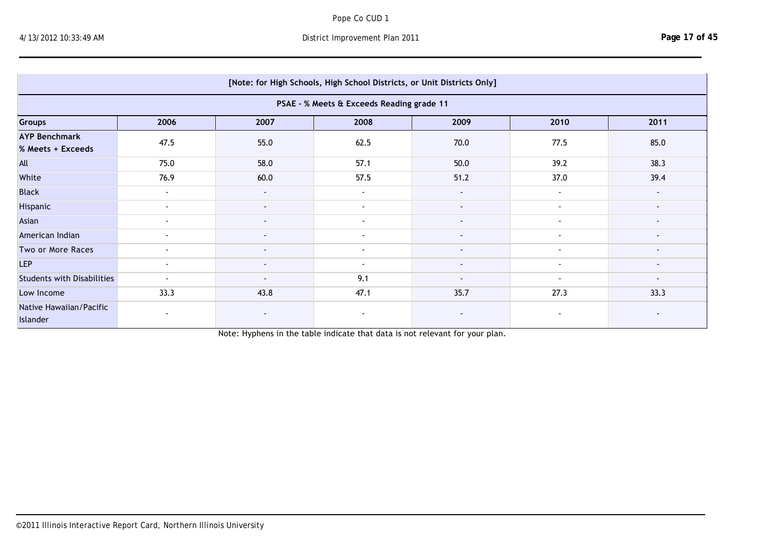[Note: for High Schools, High School Districts, or Unit Districts Only]

PSAE - % Meets & Exceeds Reading grade 11

| Groups | 2006 | 2007 | 2008 | 2009 | 2010 | 2011 |
|---|---|---|---|---|---|---|
| **AYP Benchmark % Meets + Exceeds** | 47.5 | 55.0 | 62.5 | 70.0 | 77.5 | 85.0 |
| All | 75.0 | 58.0 | 57.1 | 50.0 | 39.2 | 38.3 |
| White | 76.9 | 60.0 | 57.5 | 51.2 | 37.0 | 39.4 |
| Black | - | - | - | - | - | - |
| Hispanic | - | - | - | - | - | - |
| Asian | - | - | - | - | - | - |
| American Indian | - | - | - | - | - | - |
| Two or More Races | - | - | - | - | - | - |
| LEP | - | - | - | - | - | - |
| Students with Disabilities | - | - | 9.1 | - | - | - |
| Low Income | 33.3 | 43.8 | 47.1 | 35.7 | 27.3 | 33.3 |
| Native Hawaiian/Pacific Islander | - | - | - | - | - | - |

Note: Hyphens in the table indicate that data is not relevant for your plan.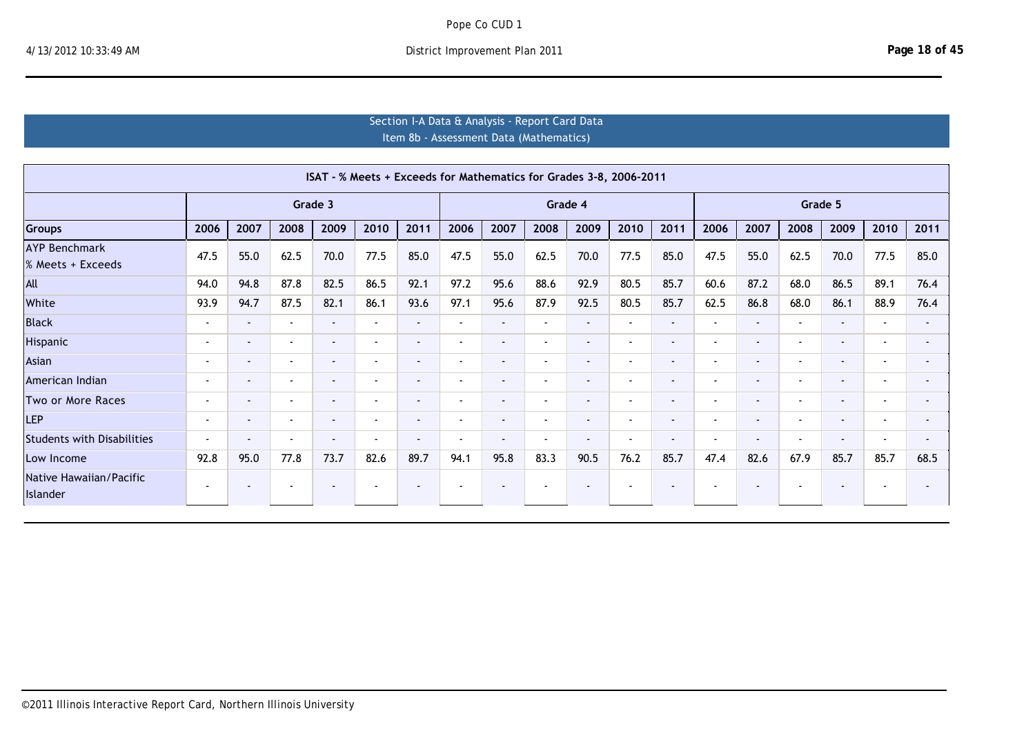Pope Co CUD 1

District Improvement Plan 2011

## Section I-A Data & Analysis - Report Card Data
### Item 8b - Assessment Data (Mathematics)

| ISAT - % Meets + Exceeds for Mathematics for Grades 3-8, 2006-2011 | | | | | | | | | | | | | | | | | | |
|---|---|---|---|---|---|---|---|---|---|---|---|---|---|---|---|---|---|---|
| | Grade 3 | | | | | | Grade 4 | | | | | | Grade 5 | | | | | |
| **Groups** | **2006** | **2007** | **2008** | **2009** | **2010** | **2011** | **2006** | **2007** | **2008** | **2009** | **2010** | **2011** | **2006** | **2007** | **2008** | **2009** | **2010** | **2011** |
| AYP Benchmark % Meets + Exceeds | 47.5 | 55.0 | 62.5 | 70.0 | 77.5 | 85.0 | 47.5 | 55.0 | 62.5 | 70.0 | 77.5 | 85.0 | 47.5 | 55.0 | 62.5 | 70.0 | 77.5 | 85.0 |
| All | 94.0 | 94.8 | 87.8 | 82.5 | 86.5 | 92.1 | 97.2 | 95.6 | 88.6 | 92.9 | 80.5 | 85.7 | 60.6 | 87.2 | 68.0 | 86.5 | 89.1 | 76.4 |
| White | 93.9 | 94.7 | 87.5 | 82.1 | 86.1 | 93.6 | 97.1 | 95.6 | 87.9 | 92.5 | 80.5 | 85.7 | 62.5 | 86.8 | 68.0 | 86.1 | 88.9 | 76.4 |
| Black | - | - | - | - | - | - | - | - | - | - | - | - | - | - | - | - | - | - |
| Hispanic | - | - | - | - | - | - | - | - | - | - | - | - | - | - | - | - | - | - |
| Asian | - | - | - | - | - | - | - | - | - | - | - | - | - | - | - | - | - | - |
| American Indian | - | - | - | - | - | - | - | - | - | - | - | - | - | - | - | - | - | - |
| Two or More Races | - | - | - | - | - | - | - | - | - | - | - | - | - | - | - | - | - | - |
| LEP | - | - | - | - | - | - | - | - | - | - | - | - | - | - | - | - | - | - |
| Students with Disabilities | - | - | - | - | - | - | - | - | - | - | - | - | - | - | - | - | - | - |
| Low Income | 92.8 | 95.0 | 77.8 | 73.7 | 82.6 | 89.7 | 94.1 | 95.8 | 83.3 | 90.5 | 76.2 | 85.7 | 47.4 | 82.6 | 67.9 | 85.7 | 85.7 | 68.5 |
| Native Hawaiian/Pacific Islander | - | - | - | - | - | - | - | - | - | - | - | - | - | - | - | - | - | - |

©2011 Illinois Interactive Report Card, Northern Illinois University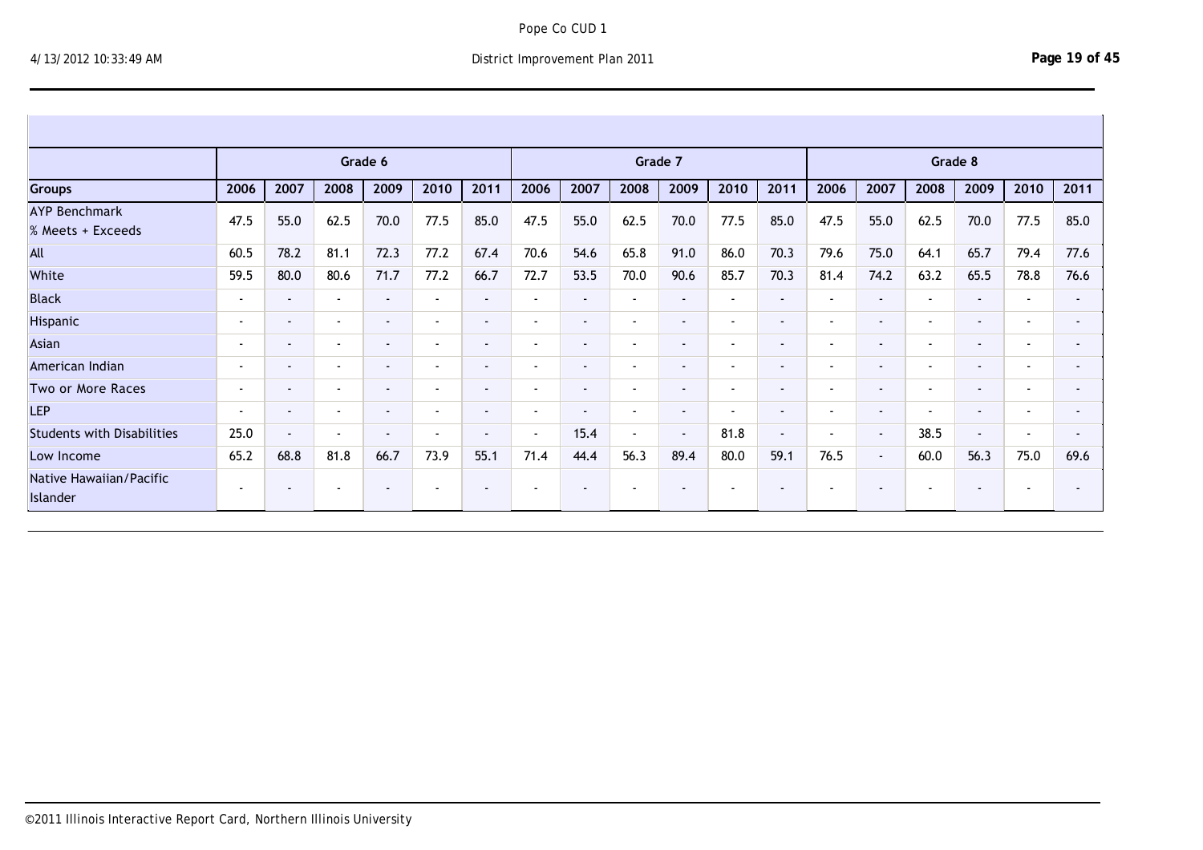| | Grade 6 | | | | | | Grade 7 | | | | | | Grade 8 | | | | | |
|---|---|---|---|---|---|---|---|---|---|---|---|---|---|---|---|---|---|---|
| Groups | 2006 | 2007 | 2008 | 2009 | 2010 | 2011 | 2006 | 2007 | 2008 | 2009 | 2010 | 2011 | 2006 | 2007 | 2008 | 2009 | 2010 | 2011 |
| AYP Benchmark % Meets + Exceeds | 47.5 | 55.0 | 62.5 | 70.0 | 77.5 | 85.0 | 47.5 | 55.0 | 62.5 | 70.0 | 77.5 | 85.0 | 47.5 | 55.0 | 62.5 | 70.0 | 77.5 | 85.0 |
| All | 60.5 | 78.2 | 81.1 | 72.3 | 77.2 | 67.4 | 70.6 | 54.6 | 65.8 | 91.0 | 86.0 | 70.3 | 79.6 | 75.0 | 64.1 | 65.7 | 79.4 | 77.6 |
| White | 59.5 | 80.0 | 80.6 | 71.7 | 77.2 | 66.7 | 72.7 | 53.5 | 70.0 | 90.6 | 85.7 | 70.3 | 81.4 | 74.2 | 63.2 | 65.5 | 78.8 | 76.6 |
| Black | - | - | - | - | - | - | - | - | - | - | - | - | - | - | - | - | - | - |
| Hispanic | - | - | - | - | - | - | - | - | - | - | - | - | - | - | - | - | - | - |
| Asian | - | - | - | - | - | - | - | - | - | - | - | - | - | - | - | - | - | - |
| American Indian | - | - | - | - | - | - | - | - | - | - | - | - | - | - | - | - | - | - |
| Two or More Races | - | - | - | - | - | - | - | - | - | - | - | - | - | - | - | - | - | - |
| LEP | - | - | - | - | - | - | - | - | - | - | - | - | - | - | - | - | - | - |
| Students with Disabilities | 25.0 | - | - | - | - | - | - | 15.4 | - | - | 81.8 | - | - | - | 38.5 | - | - | - |
| Low Income | 65.2 | 68.8 | 81.8 | 66.7 | 73.9 | 55.1 | 71.4 | 44.4 | 56.3 | 89.4 | 80.0 | 59.1 | 76.5 | - | 60.0 | 56.3 | 75.0 | 69.6 |
| Native Hawaiian/Pacific Islander | - | - | - | - | - | - | - | - | - | - | - | - | - | - | - | - | - | - |

©2011 Illinois Interactive Report Card, Northern Illinois University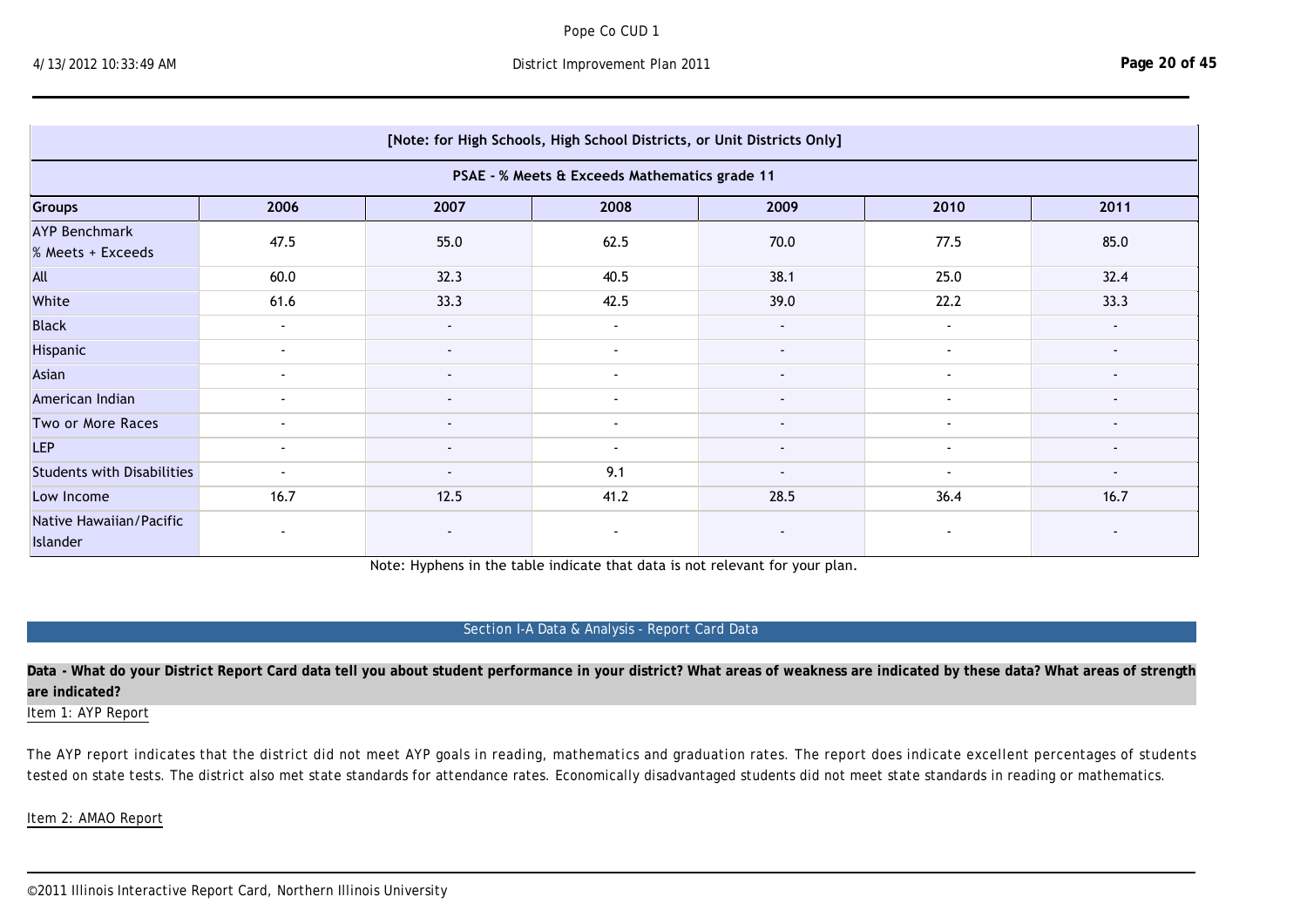| [Note: for High Schools, High School Districts, or Unit Districts Only] | | | | | | |
|---|---|---|---|---|---|---|
| PSAE - % Meets & Exceeds Mathematics grade 11 | | | | | | |
| Groups | 2006 | 2007 | 2008 | 2009 | 2010 | 2011 |
| AYP Benchmark % Meets + Exceeds | 47.5 | 55.0 | 62.5 | 70.0 | 77.5 | 85.0 |
| All | 60.0 | 32.3 | 40.5 | 38.1 | 25.0 | 32.4 |
| White | 61.6 | 33.3 | 42.5 | 39.0 | 22.2 | 33.3 |
| Black | - | - | - | - | - | - |
| Hispanic | - | - | - | - | - | - |
| Asian | - | - | - | - | - | - |
| American Indian | - | - | - | - | - | - |
| Two or More Races | - | - | - | - | - | - |
| LEP | - | - | - | - | - | - |
| Students with Disabilities | - | - | 9.1 | - | - | - |
| Low Income | 16.7 | 12.5 | 41.2 | 28.5 | 36.4 | 16.7 |
| Native Hawaiian/Pacific Islander | - | - | - | - | - | - |

Note: Hyphens in the table indicate that data is not relevant for your plan.

## Section I-A Data & Analysis - Report Card Data

**Data - What do your District Report Card data tell you about student performance in your district? What areas of weakness are indicated by these data? What areas of strength are indicated?**

Item 1: AYP Report

The AYP report indicates that the district did not meet AYP goals in reading, mathematics and graduation rates. The report does indicate excellent percentages of students tested on state tests. The district also met state standards for attendance rates. Economically disadvantaged students did not meet state standards in reading or mathematics.

Item 2: AMAO Report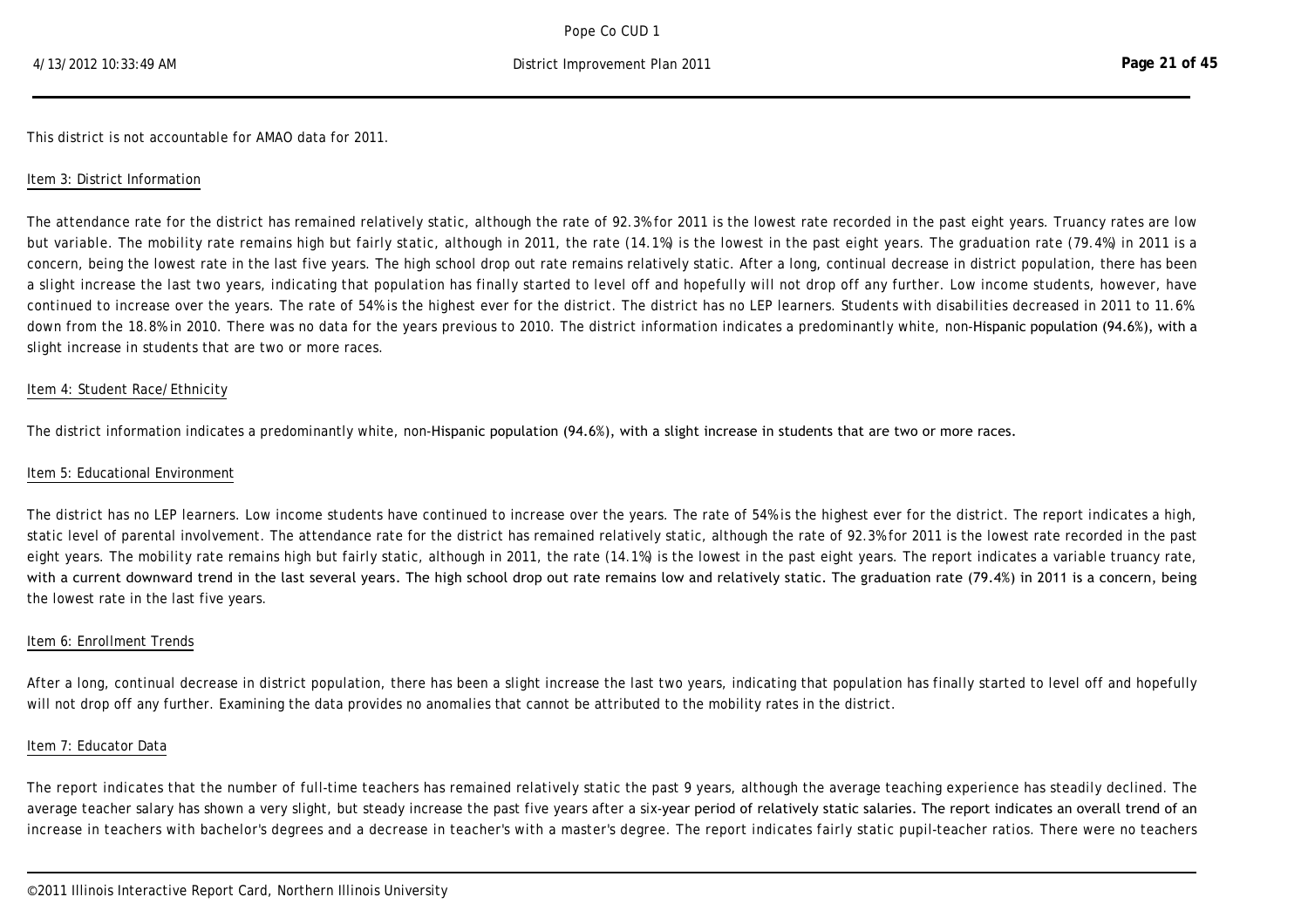This district is not accountable for AMAO data for 2011.

Item 3: District Information

The attendance rate for the district has remained relatively static, although the rate of 92.3% for 2011 is the lowest rate recorded in the past eight years. Truancy rates are low but variable. The mobility rate remains high but fairly static, although in 2011, the rate (14.1%) is the lowest in the past eight years. The graduation rate (79.4%) in 2011 is a concern, being the lowest rate in the last five years. The high school drop out rate remains relatively static. After a long, continual decrease in district population, there has been a slight increase the last two years, indicating that population has finally started to level off and hopefully will not drop off any further. Low income students, however, have continued to increase over the years. The rate of 54% is the highest ever for the district. The district has no LEP learners. Students with disabilities decreased in 2011 to 11.6%, down from the 18.8% in 2010. There was no data for the years previous to 2010. The district information indicates a predominantly white, non-Hispanic population (94.6%), with a slight increase in students that are two or more races.

Item 4: Student Race/Ethnicity

The district information indicates a predominantly white, non-Hispanic population (94.6%), with a slight increase in students that are two or more races.

Item 5: Educational Environment

The district has no LEP learners. Low income students have continued to increase over the years. The rate of 54% is the highest ever for the district. The report indicates a high, static level of parental involvement. The attendance rate for the district has remained relatively static, although the rate of 92.3% for 2011 is the lowest rate recorded in the past eight years. The mobility rate remains high but fairly static, although in 2011, the rate (14.1%) is the lowest in the past eight years. The report indicates a variable truancy rate, with a current downward trend in the last several years. The high school drop out rate remains low and relatively static. The graduation rate (79.4%) in 2011 is a concern, being the lowest rate in the last five years.

Item 6: Enrollment Trends

After a long, continual decrease in district population, there has been a slight increase the last two years, indicating that population has finally started to level off and hopefully will not drop off any further. Examining the data provides no anomalies that cannot be attributed to the mobility rates in the district.

Item 7: Educator Data

The report indicates that the number of full-time teachers has remained relatively static the past 9 years, although the average teaching experience has steadily declined. The average teacher salary has shown a very slight, but steady increase the past five years after a six-year period of relatively static salaries. The report indicates an overall trend of an increase in teachers with bachelor's degrees and a decrease in teacher's with a master's degree. The report indicates fairly static pupil-teacher ratios. There were no teachers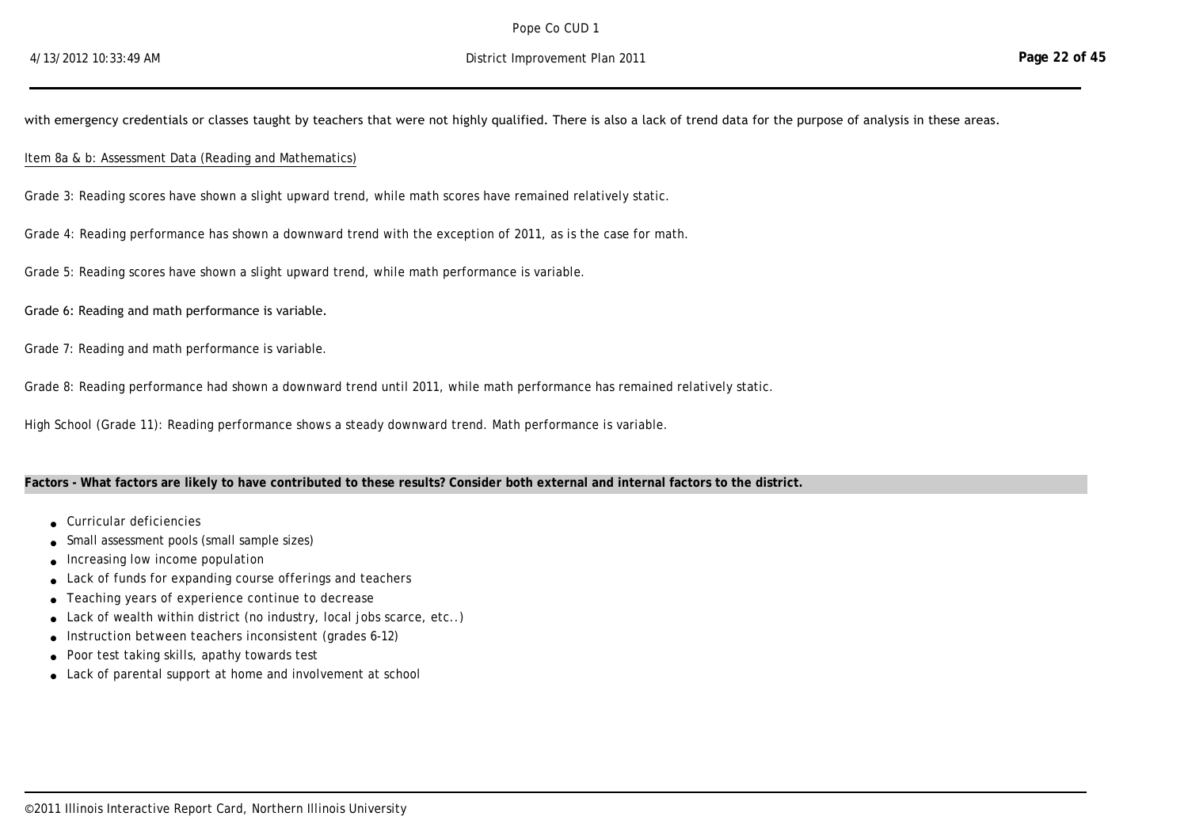with emergency credentials or classes taught by teachers that were not highly qualified. There is also a lack of trend data for the purpose of analysis in these areas.

Item 8a & b: Assessment Data (Reading and Mathematics)

Grade 3: Reading scores have shown a slight upward trend, while math scores have remained relatively static.

Grade 4: Reading performance has shown a downward trend with the exception of 2011, as is the case for math.

Grade 5: Reading scores have shown a slight upward trend, while math performance is variable.

Grade 6: Reading and math performance is variable.

Grade 7: Reading and math performance is variable.

Grade 8: Reading performance had shown a downward trend until 2011, while math performance has remained relatively static.

High School (Grade 11): Reading performance shows a steady downward trend. Math performance is variable.

**Factors - What factors are likely to have contributed to these results? Consider both external and internal factors to the district.**

- Curricular deficiencies
- Small assessment pools (small sample sizes)
- Increasing low income population
- Lack of funds for expanding course offerings and teachers
- Teaching years of experience continue to decrease
- Lack of wealth within district (no industry, local jobs scarce, etc..)
- Instruction between teachers inconsistent (grades 6-12)
- Poor test taking skills, apathy towards test
- Lack of parental support at home and involvement at school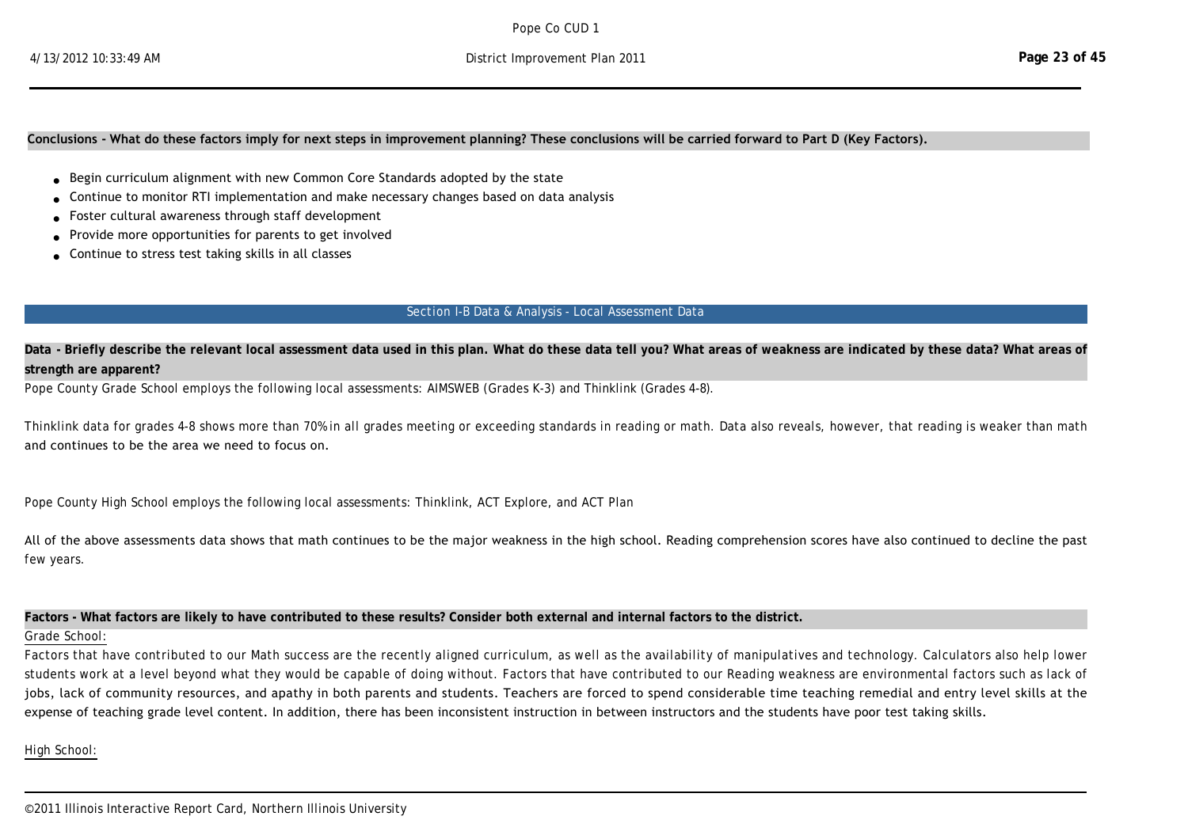**Conclusions - What do these factors imply for next steps in improvement planning? These conclusions will be carried forward to Part D (Key Factors).**

- Begin curriculum alignment with new Common Core Standards adopted by the state
- Continue to monitor RTI implementation and make necessary changes based on data analysis
- Foster cultural awareness through staff development
- Provide more opportunities for parents to get involved
- Continue to stress test taking skills in all classes

## Section I-B Data & Analysis - Local Assessment Data

**Data - Briefly describe the relevant local assessment data used in this plan. What do these data tell you? What areas of weakness are indicated by these data? What areas of strength are apparent?**

Pope County Grade School employs the following local assessments: AIMSWEB (Grades K-3) and Thinklink (Grades 4-8).

Thinklink data for grades 4-8 shows more than 70% in all grades meeting or exceeding standards in reading or math. Data also reveals, however, that reading is weaker than math and continues to be the area we need to focus on.

Pope County High School employs the following local assessments: Thinklink, ACT Explore, and ACT Plan

All of the above assessments data shows that math continues to be the major weakness in the high school. Reading comprehension scores have also continued to decline the past few years.

**Factors - What factors are likely to have contributed to these results? Consider both external and internal factors to the district.**

Grade School:

Factors that have contributed to our Math success are the recently aligned curriculum, as well as the availability of manipulatives and technology. Calculators also help lower students work at a level beyond what they would be capable of doing without. Factors that have contributed to our Reading weakness are environmental factors such as lack of jobs, lack of community resources, and apathy in both parents and students. Teachers are forced to spend considerable time teaching remedial and entry level skills at the expense of teaching grade level content. In addition, there has been inconsistent instruction in between instructors and the students have poor test taking skills.

High School: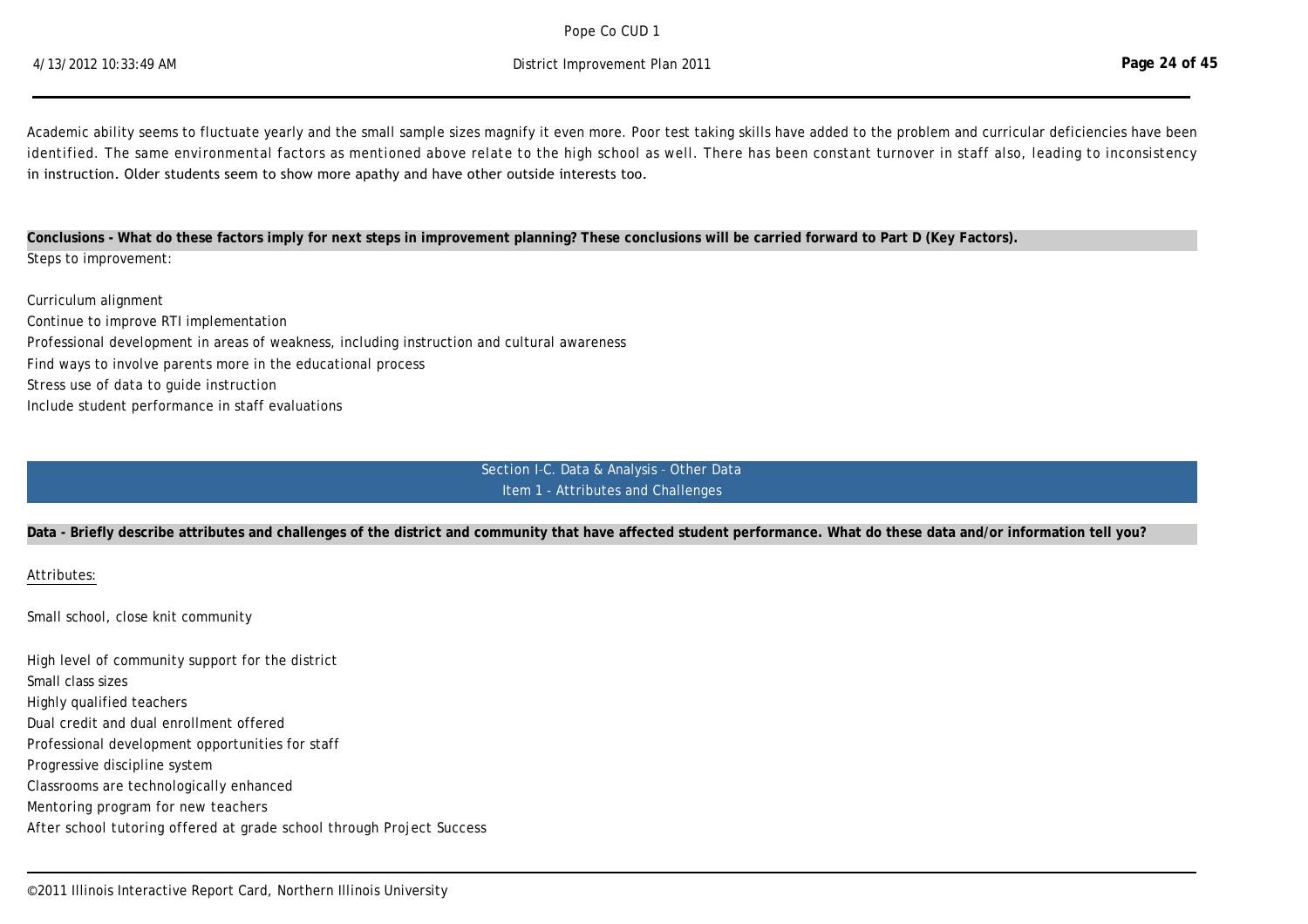Academic ability seems to fluctuate yearly and the small sample sizes magnify it even more. Poor test taking skills have added to the problem and curricular deficiencies have been identified. The same environmental factors as mentioned above relate to the high school as well. There has been constant turnover in staff also, leading to inconsistency in instruction. Older students seem to show more apathy and have other outside interests too.

**Conclusions - What do these factors imply for next steps in improvement planning? These conclusions will be carried forward to Part D (Key Factors).**

Steps to improvement:

Curriculum alignment
Continue to improve RTI implementation
Professional development in areas of weakness, including instruction and cultural awareness
Find ways to involve parents more in the educational process
Stress use of data to guide instruction
Include student performance in staff evaluations

## Section I-C. Data & Analysis - Other Data
## Item 1 - Attributes and Challenges

**Data - Briefly describe attributes and challenges of the district and community that have affected student performance. What do these data and/or information tell you?**

Attributes:

Small school, close knit community

High level of community support for the district
Small class sizes
Highly qualified teachers
Dual credit and dual enrollment offered
Professional development opportunities for staff
Progressive discipline system
Classrooms are technologically enhanced
Mentoring program for new teachers
After school tutoring offered at grade school through Project Success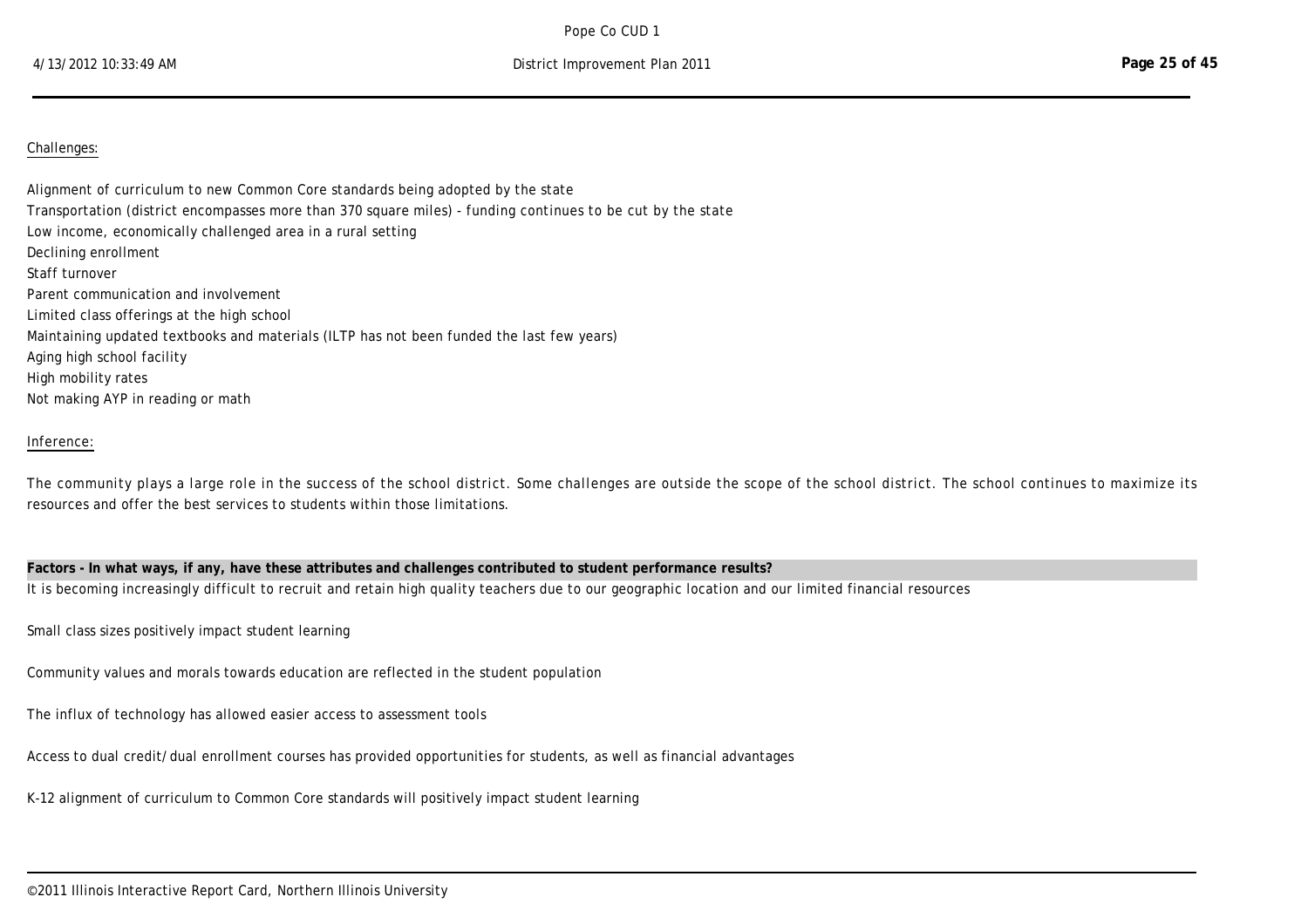Challenges:

Alignment of curriculum to new Common Core standards being adopted by the state
Transportation (district encompasses more than 370 square miles) - funding continues to be cut by the state
Low income, economically challenged area in a rural setting
Declining enrollment
Staff turnover
Parent communication and involvement
Limited class offerings at the high school
Maintaining updated textbooks and materials (ILTP has not been funded the last few years)
Aging high school facility
High mobility rates
Not making AYP in reading or math

Inference:

The community plays a large role in the success of the school district. Some challenges are outside the scope of the school district. The school continues to maximize its resources and offer the best services to students within those limitations.

**Factors - In what ways, if any, have these attributes and challenges contributed to student performance results?**

It is becoming increasingly difficult to recruit and retain high quality teachers due to our geographic location and our limited financial resources

Small class sizes positively impact student learning

Community values and morals towards education are reflected in the student population

The influx of technology has allowed easier access to assessment tools

Access to dual credit/dual enrollment courses has provided opportunities for students, as well as financial advantages

K-12 alignment of curriculum to Common Core standards will positively impact student learning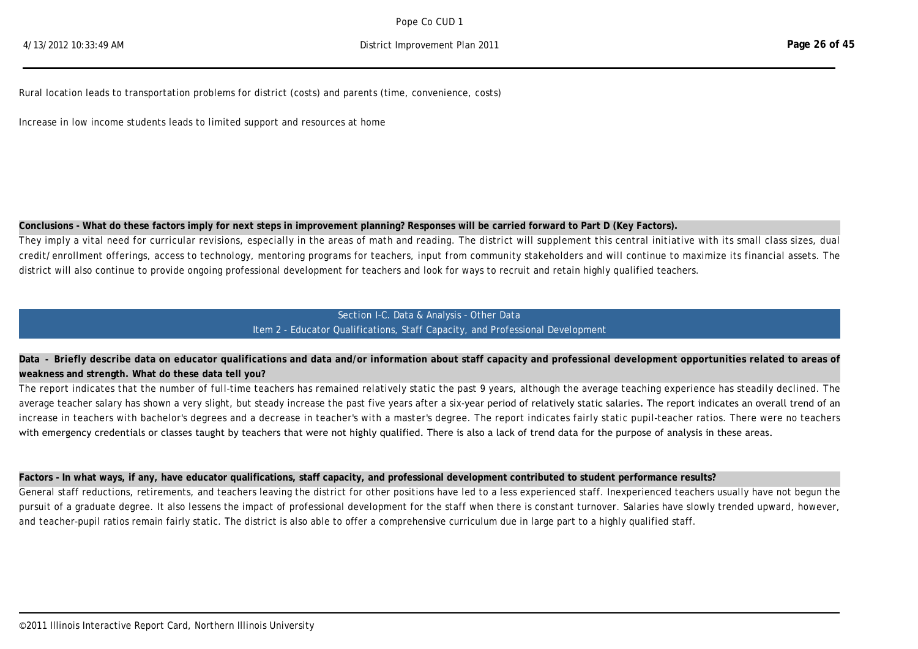Rural location leads to transportation problems for district (costs) and parents (time, convenience, costs)

Increase in low income students leads to limited support and resources at home

**Conclusions - What do these factors imply for next steps in improvement planning? Responses will be carried forward to Part D (Key Factors).**

They imply a vital need for curricular revisions, especially in the areas of math and reading. The district will supplement this central initiative with its small class sizes, dual credit/enrollment offerings, access to technology, mentoring programs for teachers, input from community stakeholders and will continue to maximize its financial assets. The district will also continue to provide ongoing professional development for teachers and look for ways to recruit and retain highly qualified teachers.

## Section I-C. Data & Analysis - Other Data
### Item 2 - Educator Qualifications, Staff Capacity, and Professional Development

**Data - Briefly describe data on educator qualifications and data and/or information about staff capacity and professional development opportunities related to areas of weakness and strength. What do these data tell you?**

The report indicates that the number of full-time teachers has remained relatively static the past 9 years, although the average teaching experience has steadily declined. The average teacher salary has shown a very slight, but steady increase the past five years after a six-year period of relatively static salaries. The report indicates an overall trend of an increase in teachers with bachelor's degrees and a decrease in teacher's with a master's degree. The report indicates fairly static pupil-teacher ratios. There were no teachers with emergency credentials or classes taught by teachers that were not highly qualified. There is also a lack of trend data for the purpose of analysis in these areas.

**Factors - In what ways, if any, have educator qualifications, staff capacity, and professional development contributed to student performance results?**

General staff reductions, retirements, and teachers leaving the district for other positions have led to a less experienced staff. Inexperienced teachers usually have not begun the pursuit of a graduate degree. It also lessens the impact of professional development for the staff when there is constant turnover. Salaries have slowly trended upward, however, and teacher-pupil ratios remain fairly static. The district is also able to offer a comprehensive curriculum due in large part to a highly qualified staff.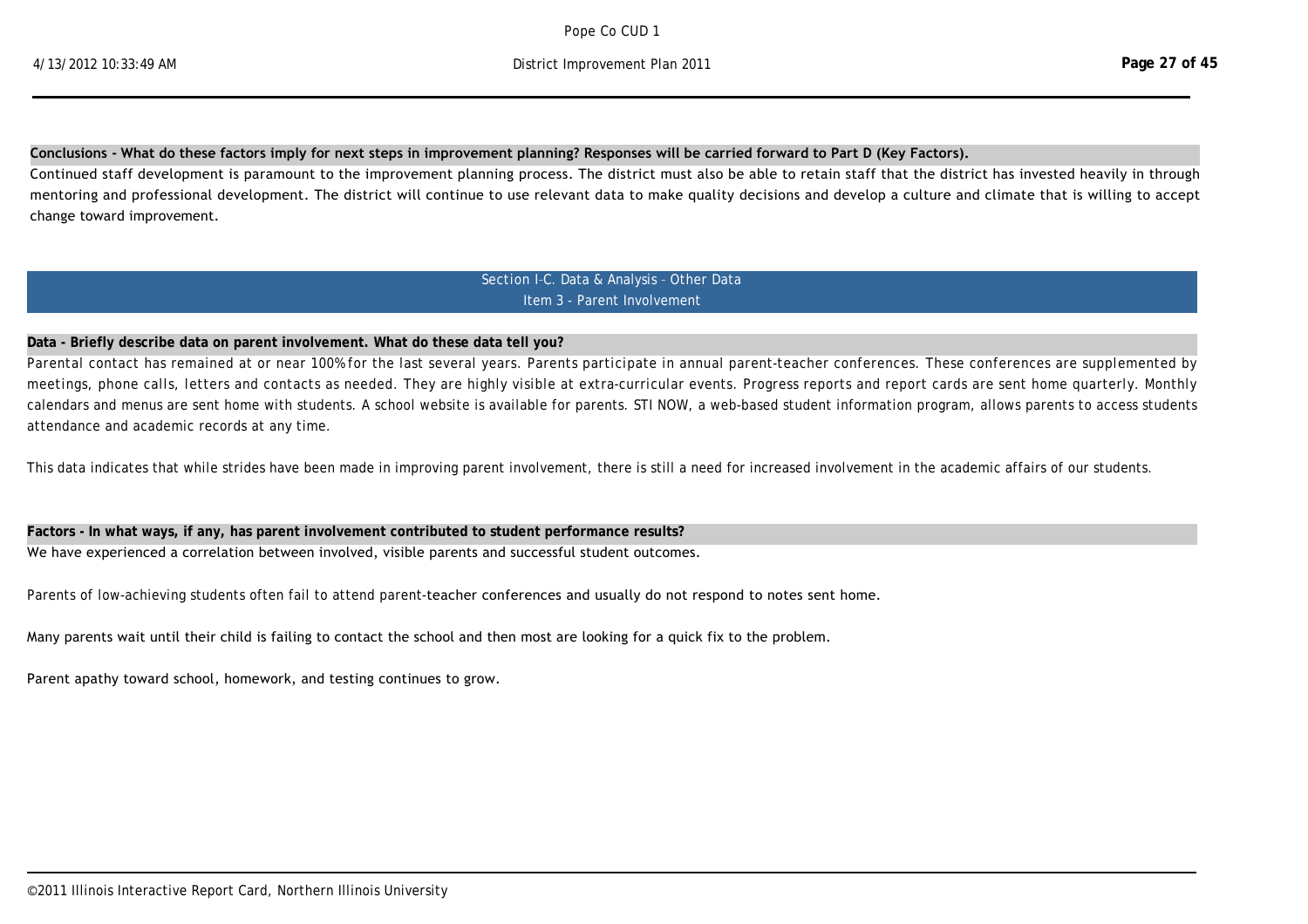**Conclusions - What do these factors imply for next steps in improvement planning? Responses will be carried forward to Part D (Key Factors).**

Continued staff development is paramount to the improvement planning process. The district must also be able to retain staff that the district has invested heavily in through mentoring and professional development. The district will continue to use relevant data to make quality decisions and develop a culture and climate that is willing to accept change toward improvement.

## Section I-C. Data & Analysis - Other Data
### Item 3 - Parent Involvement

**Data - Briefly describe data on parent involvement. What do these data tell you?**

Parental contact has remained at or near 100% for the last several years. Parents participate in annual parent-teacher conferences. These conferences are supplemented by meetings, phone calls, letters and contacts as needed. They are highly visible at extra-curricular events. Progress reports and report cards are sent home quarterly. Monthly calendars and menus are sent home with students. A school website is available for parents. STI NOW, a web-based student information program, allows parents to access students attendance and academic records at any time.

This data indicates that while strides have been made in improving parent involvement, there is still a need for increased involvement in the academic affairs of our students.

**Factors - In what ways, if any, has parent involvement contributed to student performance results?**

We have experienced a correlation between involved, visible parents and successful student outcomes.

Parents of low-achieving students often fail to attend parent-teacher conferences and usually do not respond to notes sent home.

Many parents wait until their child is failing to contact the school and then most are looking for a quick fix to the problem.

Parent apathy toward school, homework, and testing continues to grow.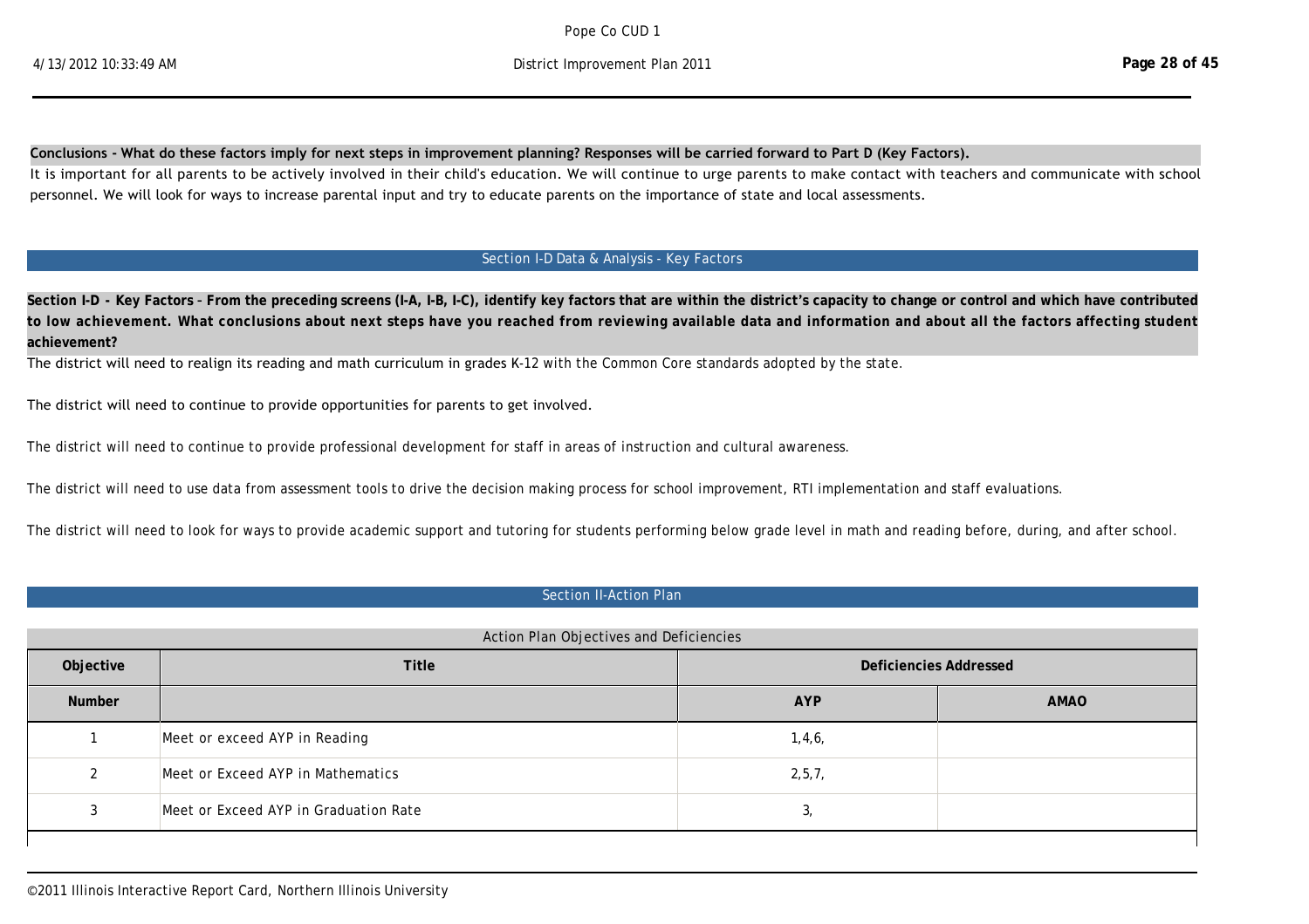**Conclusions - What do these factors imply for next steps in improvement planning? Responses will be carried forward to Part D (Key Factors).**

It is important for all parents to be actively involved in their child's education. We will continue to urge parents to make contact with teachers and communicate with school personnel. We will look for ways to increase parental input and try to educate parents on the importance of state and local assessments.

## Section I-D Data & Analysis - Key Factors

**Section I-D - Key Factors - From the preceding screens (I-A, I-B, I-C), identify key factors that are within the district's capacity to change or control and which have contributed to low achievement. What conclusions about next steps have you reached from reviewing available data and information and about all the factors affecting student achievement?**

The district will need to realign its reading and math curriculum in grades K-12 with the Common Core standards adopted by the state.

The district will need to continue to provide opportunities for parents to get involved.

The district will need to continue to provide professional development for staff in areas of instruction and cultural awareness.

The district will need to use data from assessment tools to drive the decision making process for school improvement, RTI implementation and staff evaluations.

The district will need to look for ways to provide academic support and tutoring for students performing below grade level in math and reading before, during, and after school.

## Section II-Action Plan

Action Plan Objectives and Deficiencies

| Objective | Title | Deficiencies Addressed | |
|---|---|---|---|
| Number | | AYP | AMAO |
| 1 | Meet or exceed AYP in Reading | 1,4,6, | |
| 2 | Meet or Exceed AYP in Mathematics | 2,5,7, | |
| 3 | Meet or Exceed AYP in Graduation Rate | 3, | |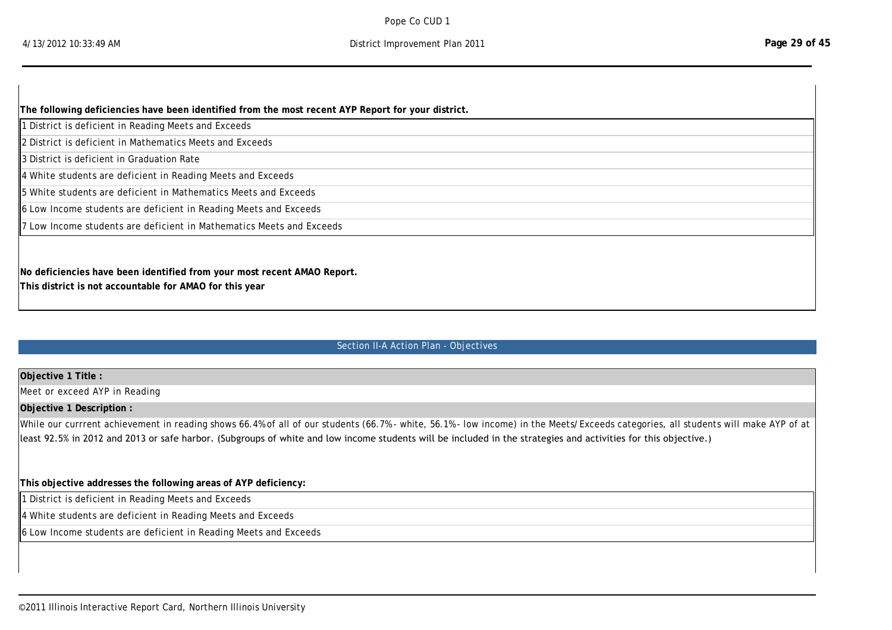**The following deficiencies have been identified from the most recent AYP Report for your district.**

1 District is deficient in Reading Meets and Exceeds

2 District is deficient in Mathematics Meets and Exceeds

3 District is deficient in Graduation Rate

4 White students are deficient in Reading Meets and Exceeds

5 White students are deficient in Mathematics Meets and Exceeds

6 Low Income students are deficient in Reading Meets and Exceeds

7 Low Income students are deficient in Mathematics Meets and Exceeds

**No deficiencies have been identified from your most recent AMAO Report.**

**This district is not accountable for AMAO for this year**

## Section II-A Action Plan - Objectives

**Objective 1 Title :**

Meet or exceed AYP in Reading

**Objective 1 Description :**

While our currrent achievement in reading shows 66.4% of all of our students (66.7%- white, 56.1%- low income) in the Meets/Exceeds categories, all students will make AYP of at least 92.5% in 2012 and 2013 or safe harbor. (Subgroups of white and low income students will be included in the strategies and activities for this objective.)

**This objective addresses the following areas of AYP deficiency:**

1 District is deficient in Reading Meets and Exceeds

4 White students are deficient in Reading Meets and Exceeds

6 Low Income students are deficient in Reading Meets and Exceeds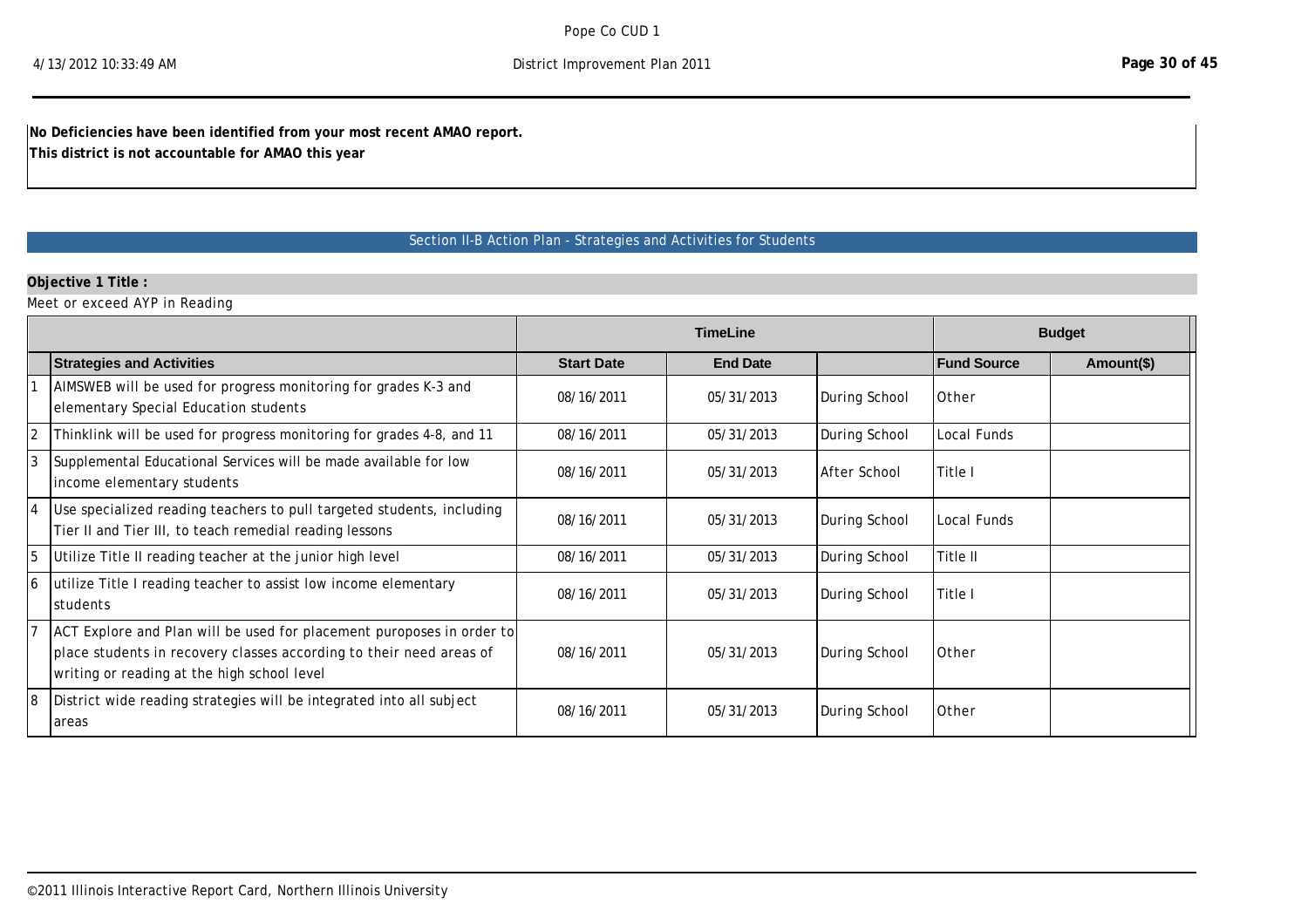**No Deficiencies have been identified from your most recent AMAO report.**
**This district is not accountable for AMAO this year**

## Section II-B Action Plan - Strategies and Activities for Students

**Objective 1 Title :**

Meet or exceed AYP in Reading

| | | TimeLine | | | Budget | |
|---|---|---|---|---|---|---|
| | **Strategies and Activities** | **Start Date** | **End Date** | | **Fund Source** | **Amount($)** |
| 1 | AIMSWEB will be used for progress monitoring for grades K-3 and elementary Special Education students | 08/16/2011 | 05/31/2013 | During School | Other | |
| 2 | Thinklink will be used for progress monitoring for grades 4-8, and 11 | 08/16/2011 | 05/31/2013 | During School | Local Funds | |
| 3 | Supplemental Educational Services will be made available for low income elementary students | 08/16/2011 | 05/31/2013 | After School | Title I | |
| 4 | Use specialized reading teachers to pull targeted students, including Tier II and Tier III, to teach remedial reading lessons | 08/16/2011 | 05/31/2013 | During School | Local Funds | |
| 5 | Utilize Title II reading teacher at the junior high level | 08/16/2011 | 05/31/2013 | During School | Title II | |
| 6 | utilize Title I reading teacher to assist low income elementary students | 08/16/2011 | 05/31/2013 | During School | Title I | |
| 7 | ACT Explore and Plan will be used for placement puroposes in order to place students in recovery classes according to their need areas of writing or reading at the high school level | 08/16/2011 | 05/31/2013 | During School | Other | |
| 8 | District wide reading strategies will be integrated into all subject areas | 08/16/2011 | 05/31/2013 | During School | Other | |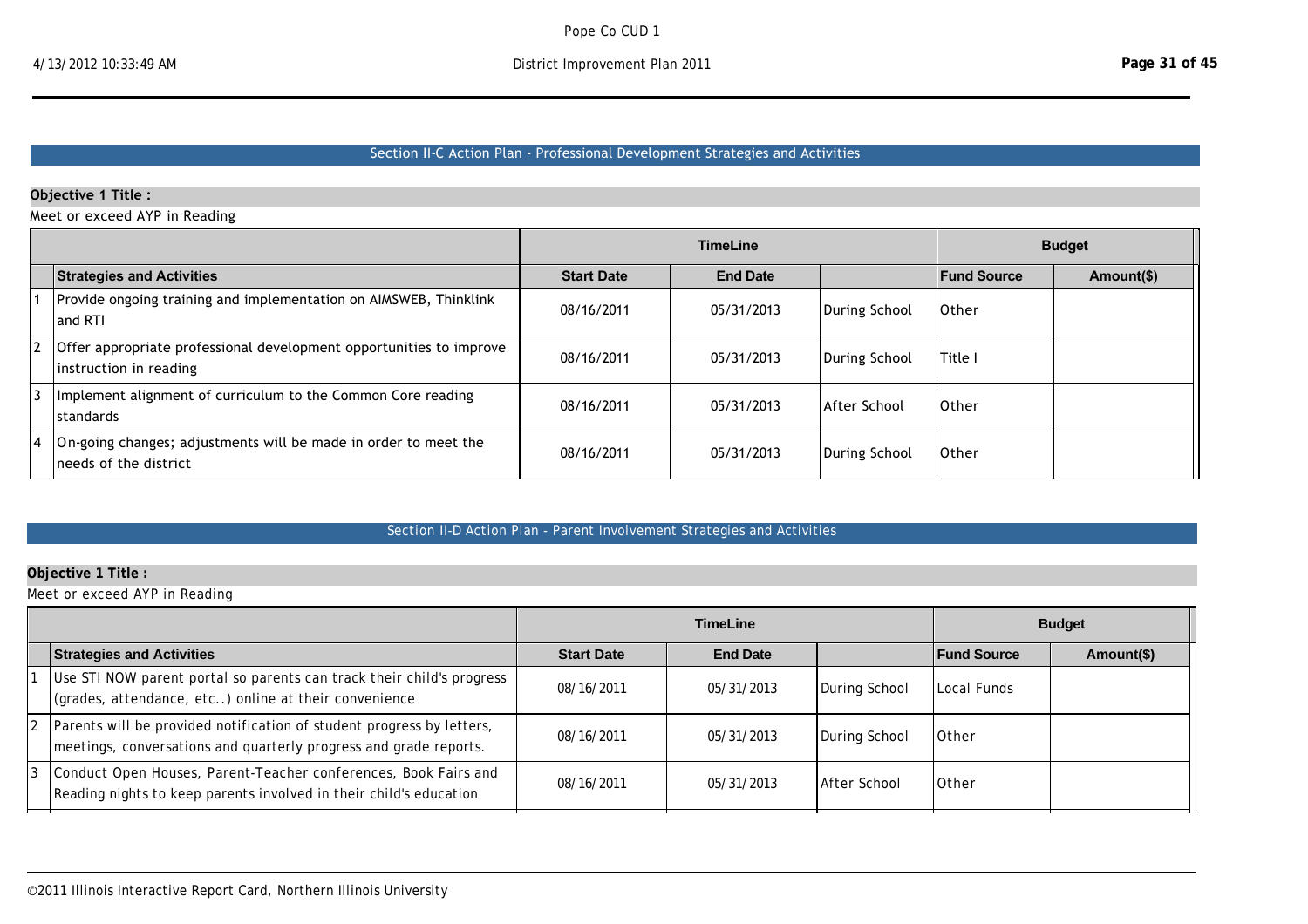## Section II-C Action Plan - Professional Development Strategies and Activities

**Objective 1 Title :**

Meet or exceed AYP in Reading

| | | TimeLine | | | Budget | |
|---|---|---|---|---|---|---|
| | **Strategies and Activities** | **Start Date** | **End Date** | | **Fund Source** | **Amount($)** |
| 1 | Provide ongoing training and implementation on AIMSWEB, Thinklink and RTI | 08/16/2011 | 05/31/2013 | During School | Other | |
| 2 | Offer appropriate professional development opportunities to improve instruction in reading | 08/16/2011 | 05/31/2013 | During School | Title I | |
| 3 | Implement alignment of curriculum to the Common Core reading standards | 08/16/2011 | 05/31/2013 | After School | Other | |
| 4 | On-going changes; adjustments will be made in order to meet the needs of the district | 08/16/2011 | 05/31/2013 | During School | Other | |

## Section II-D Action Plan - Parent Involvement Strategies and Activities

**Objective 1 Title :**

Meet or exceed AYP in Reading

| | | TimeLine | | | Budget | |
|---|---|---|---|---|---|---|
| | **Strategies and Activities** | **Start Date** | **End Date** | | **Fund Source** | **Amount($)** |
| 1 | Use STI NOW parent portal so parents can track their child's progress (grades, attendance, etc..) online at their convenience | 08/16/2011 | 05/31/2013 | During School | Local Funds | |
| 2 | Parents will be provided notification of student progress by letters, meetings, conversations and quarterly progress and grade reports. | 08/16/2011 | 05/31/2013 | During School | Other | |
| 3 | Conduct Open Houses, Parent-Teacher conferences, Book Fairs and Reading nights to keep parents involved in their child's education | 08/16/2011 | 05/31/2013 | After School | Other | |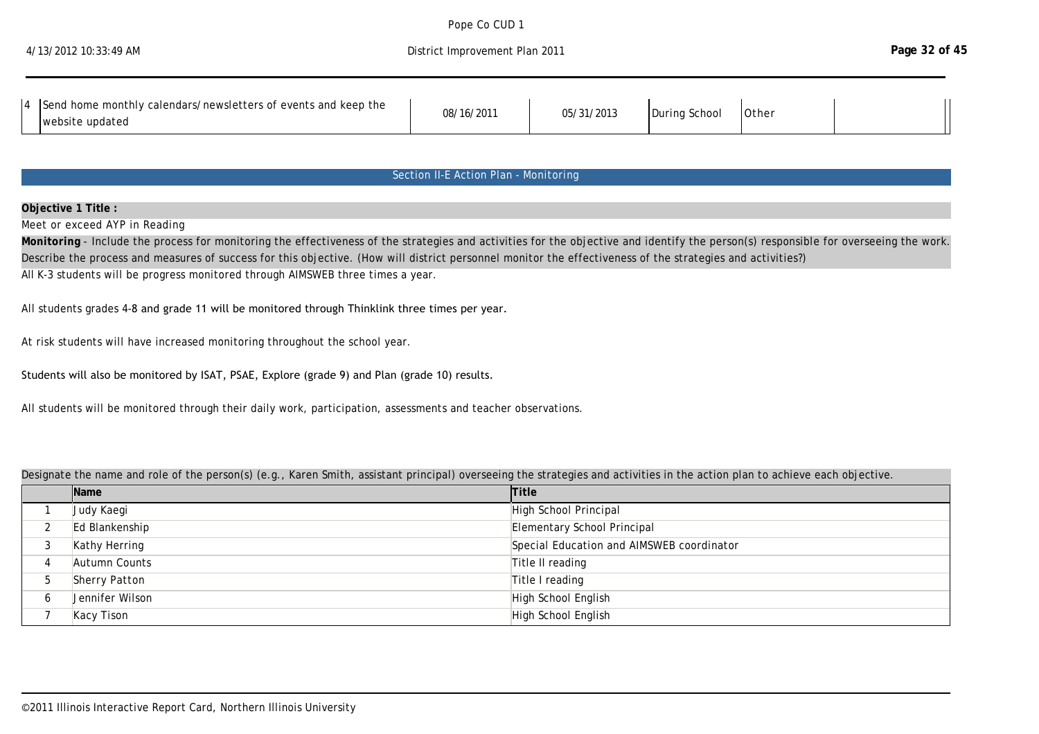| 4 | Send home monthly calendars/newsletters of events and keep the website updated | 08/16/2011 | 05/31/2013 | During School | Other | |
|---|---|---|---|---|---|---|

## Section II-E Action Plan - Monitoring

**Objective 1 Title :**

Meet or exceed AYP in Reading

**Monitoring** - Include the process for monitoring the effectiveness of the strategies and activities for the objective and identify the person(s) responsible for overseeing the work. Describe the process and measures of success for this objective. (How will district personnel monitor the effectiveness of the strategies and activities?)

All K-3 students will be progress monitored through AIMSWEB three times a year.

All students grades 4-8 and grade 11 will be monitored through Thinklink three times per year.

At risk students will have increased monitoring throughout the school year.

Students will also be monitored by ISAT, PSAE, Explore (grade 9) and Plan (grade 10) results.

All students will be monitored through their daily work, participation, assessments and teacher observations.

Designate the name and role of the person(s) (e.g., Karen Smith, assistant principal) overseeing the strategies and activities in the action plan to achieve each objective.

| | Name | Title |
|---|---|---|
| 1 | Judy Kaegi | High School Principal |
| 2 | Ed Blankenship | Elementary School Principal |
| 3 | Kathy Herring | Special Education and AIMSWEB coordinator |
| 4 | Autumn Counts | Title II reading |
| 5 | Sherry Patton | Title I reading |
| 6 | Jennifer Wilson | High School English |
| 7 | Kacy Tison | High School English |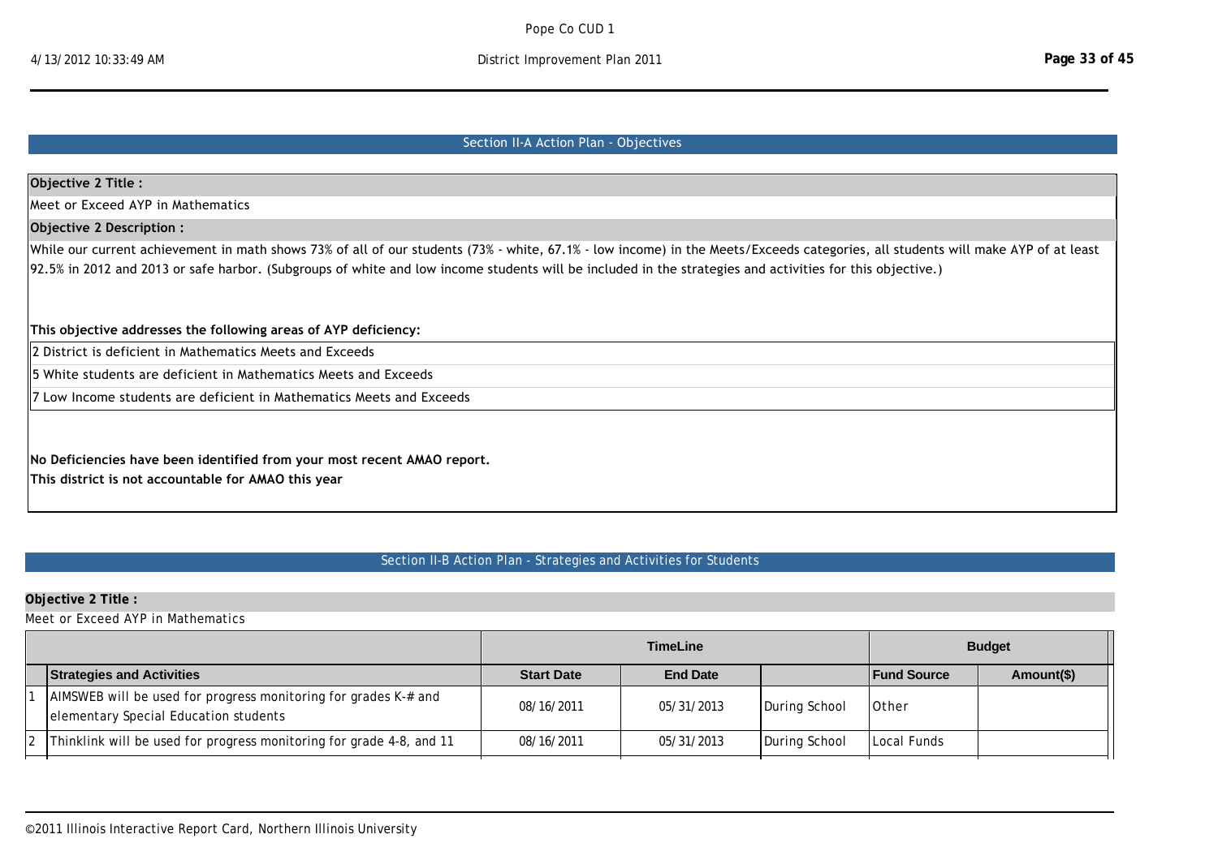## Section II-A Action Plan - Objectives

**Objective 2 Title :**

Meet or Exceed AYP in Mathematics

**Objective 2 Description :**

While our current achievement in math shows 73% of all of our students (73% - white, 67.1% - low income) in the Meets/Exceeds categories, all students will make AYP of at least 92.5% in 2012 and 2013 or safe harbor. (Subgroups of white and low income students will be included in the strategies and activities for this objective.)

**This objective addresses the following areas of AYP deficiency:**

2 District is deficient in Mathematics Meets and Exceeds

5 White students are deficient in Mathematics Meets and Exceeds

7 Low Income students are deficient in Mathematics Meets and Exceeds

**No Deficiencies have been identified from your most recent AMAO report.**

**This district is not accountable for AMAO this year**

## Section II-B Action Plan - Strategies and Activities for Students

**Objective 2 Title :**

Meet or Exceed AYP in Mathematics

| | | TimeLine | | | Budget | |
|---|---|---|---|---|---|---|
| | **Strategies and Activities** | **Start Date** | **End Date** | | **Fund Source** | **Amount($)** |
| 1 | AIMSWEB will be used for progress monitoring for grades K-# and elementary Special Education students | 08/16/2011 | 05/31/2013 | During School | Other | |
| 2 | Thinklink will be used for progress monitoring for grade 4-8, and 11 | 08/16/2011 | 05/31/2013 | During School | Local Funds | |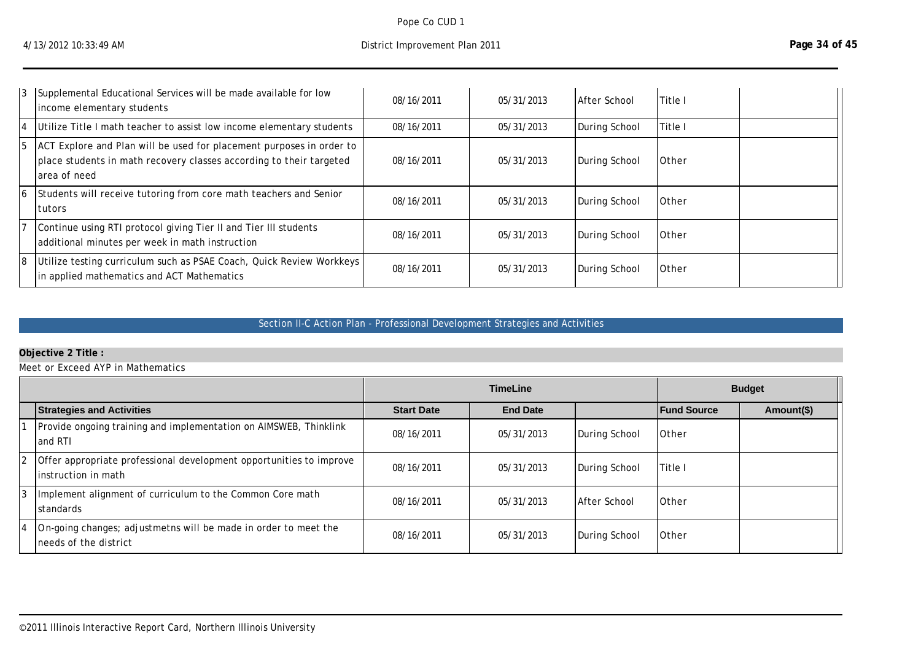| | | | | | | |
|---|---|---|---|---|---|---|
| 3 | Supplemental Educational Services will be made available for low income elementary students | 08/16/2011 | 05/31/2013 | After School | Title I | |
| 4 | Utilize Title I math teacher to assist low income elementary students | 08/16/2011 | 05/31/2013 | During School | Title I | |
| 5 | ACT Explore and Plan will be used for placement purposes in order to place students in math recovery classes according to their targeted area of need | 08/16/2011 | 05/31/2013 | During School | Other | |
| 6 | Students will receive tutoring from core math teachers and Senior tutors | 08/16/2011 | 05/31/2013 | During School | Other | |
| 7 | Continue using RTI protocol giving Tier II and Tier III students additional minutes per week in math instruction | 08/16/2011 | 05/31/2013 | During School | Other | |
| 8 | Utilize testing curriculum such as PSAE Coach, Quick Review Workkeys in applied mathematics and ACT Mathematics | 08/16/2011 | 05/31/2013 | During School | Other | |

## Section II-C Action Plan - Professional Development Strategies and Activities

**Objective 2 Title :**

Meet or Exceed AYP in Mathematics

| | | TimeLine | | | Budget | |
|---|---|---|---|---|---|---|
| | **Strategies and Activities** | **Start Date** | **End Date** | | **Fund Source** | **Amount($)** |
| 1 | Provide ongoing training and implementation on AIMSWEB, Thinklink and RTI | 08/16/2011 | 05/31/2013 | During School | Other | |
| 2 | Offer appropriate professional development opportunities to improve instruction in math | 08/16/2011 | 05/31/2013 | During School | Title I | |
| 3 | Implement alignment of curriculum to the Common Core math standards | 08/16/2011 | 05/31/2013 | After School | Other | |
| 4 | On-going changes; adjustmetns will be made in order to meet the needs of the district | 08/16/2011 | 05/31/2013 | During School | Other | |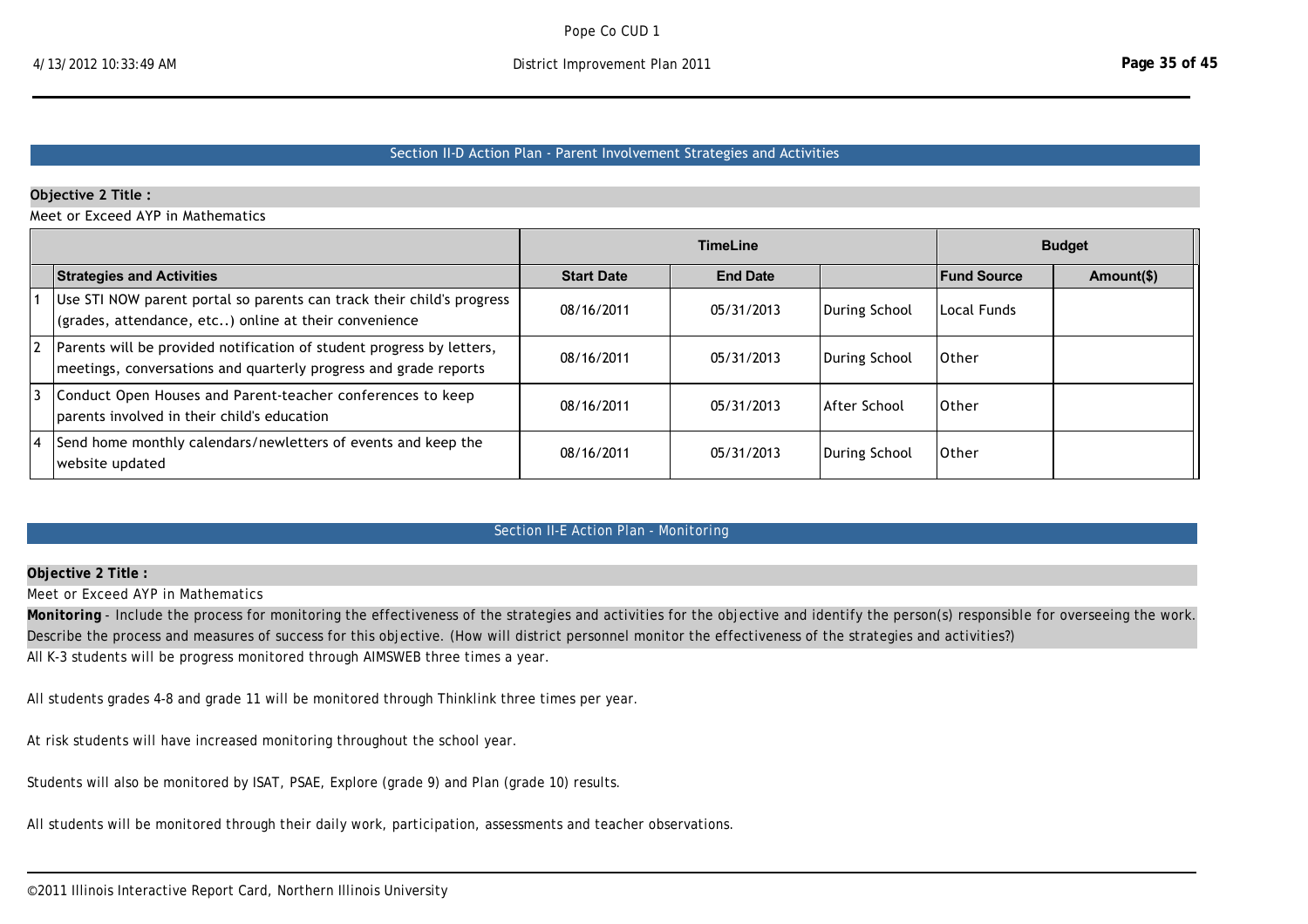## Section II-D Action Plan - Parent Involvement Strategies and Activities

**Objective 2 Title :**

Meet or Exceed AYP in Mathematics

| | | TimeLine | | | Budget | |
|---|---|---|---|---|---|---|
| | **Strategies and Activities** | **Start Date** | **End Date** | | **Fund Source** | **Amount($)** |
| 1 | Use STI NOW parent portal so parents can track their child's progress (grades, attendance, etc..) online at their convenience | 08/16/2011 | 05/31/2013 | During School | Local Funds | |
| 2 | Parents will be provided notification of student progress by letters, meetings, conversations and quarterly progress and grade reports | 08/16/2011 | 05/31/2013 | During School | Other | |
| 3 | Conduct Open Houses and Parent-teacher conferences to keep parents involved in their child's education | 08/16/2011 | 05/31/2013 | After School | Other | |
| 4 | Send home monthly calendars/newletters of events and keep the website updated | 08/16/2011 | 05/31/2013 | During School | Other | |

## Section II-E Action Plan - Monitoring

**Objective 2 Title :**

Meet or Exceed AYP in Mathematics

**Monitoring** - Include the process for monitoring the effectiveness of the strategies and activities for the objective and identify the person(s) responsible for overseeing the work. Describe the process and measures of success for this objective. (How will district personnel monitor the effectiveness of the strategies and activities?)

All K-3 students will be progress monitored through AIMSWEB three times a year.

All students grades 4-8 and grade 11 will be monitored through Thinklink three times per year.

At risk students will have increased monitoring throughout the school year.

Students will also be monitored by ISAT, PSAE, Explore (grade 9) and Plan (grade 10) results.

All students will be monitored through their daily work, participation, assessments and teacher observations.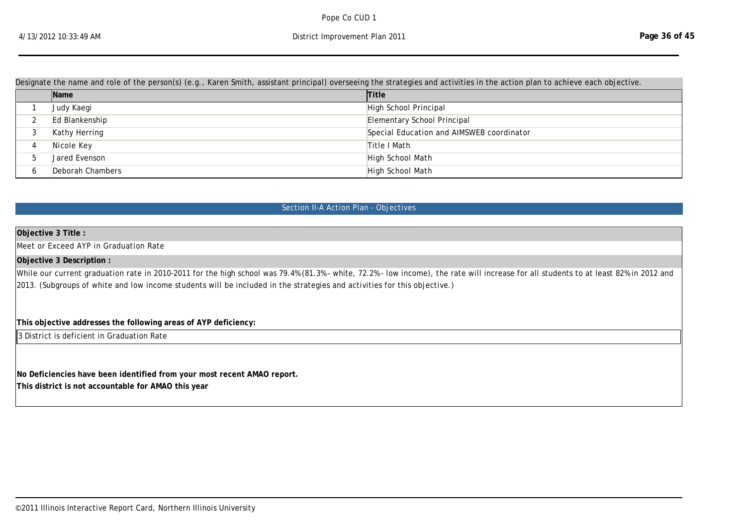Designate the name and role of the person(s) (e.g., Karen Smith, assistant principal) overseeing the strategies and activities in the action plan to achieve each objective.

| | Name | Title |
|---|---|---|
| 1 | Judy Kaegi | High School Principal |
| 2 | Ed Blankenship | Elementary School Principal |
| 3 | Kathy Herring | Special Education and AIMSWEB coordinator |
| 4 | Nicole Key | Title I Math |
| 5 | Jared Evenson | High School Math |
| 6 | Deborah Chambers | High School Math |

## Section II-A Action Plan - Objectives

**Objective 3 Title :**

Meet or Exceed AYP in Graduation Rate

**Objective 3 Description :**

While our current graduation rate in 2010-2011 for the high school was 79.4% (81.3%- white, 72.2%- low income), the rate will increase for all students to at least 82% in 2012 and 2013. (Subgroups of white and low income students will be included in the strategies and activities for this objective.)

**This objective addresses the following areas of AYP deficiency:**

3 District is deficient in Graduation Rate

**No Deficiencies have been identified from your most recent AMAO report.**

**This district is not accountable for AMAO this year**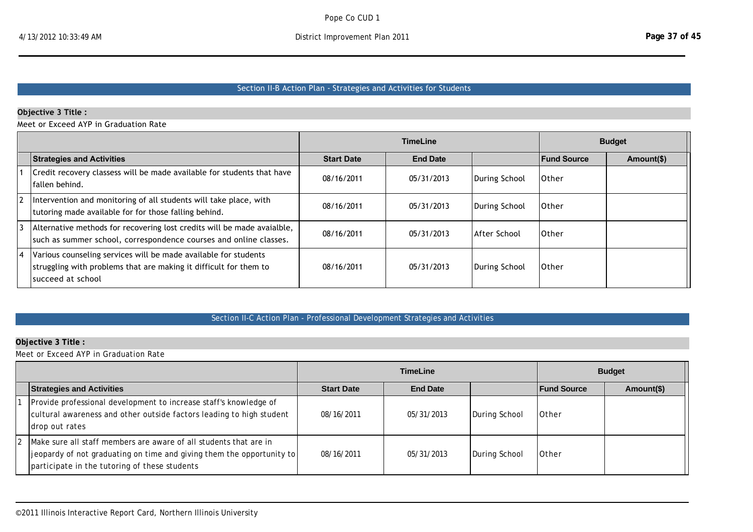## Section II-B Action Plan - Strategies and Activities for Students

**Objective 3 Title :**

Meet or Exceed AYP in Graduation Rate

| | | TimeLine | | | Budget | |
|---|---|---|---|---|---|---|
| | **Strategies and Activities** | **Start Date** | **End Date** | | **Fund Source** | **Amount($)** |
| 1 | Credit recovery classess will be made available for students that have fallen behind. | 08/16/2011 | 05/31/2013 | During School | Other | |
| 2 | Intervention and monitoring of all students will take place, with tutoring made available for for those falling behind. | 08/16/2011 | 05/31/2013 | During School | Other | |
| 3 | Alternative methods for recovering lost credits will be made avaialble, such as summer school, correspondence courses and online classes. | 08/16/2011 | 05/31/2013 | After School | Other | |
| 4 | Various counseling services will be made available for students struggling with problems that are making it difficult for them to succeed at school | 08/16/2011 | 05/31/2013 | During School | Other | |

## Section II-C Action Plan - Professional Development Strategies and Activities

**Objective 3 Title :**

Meet or Exceed AYP in Graduation Rate

| | | TimeLine | | | Budget | |
|---|---|---|---|---|---|---|
| | **Strategies and Activities** | **Start Date** | **End Date** | | **Fund Source** | **Amount($)** |
| 1 | Provide professional development to increase staff's knowledge of cultural awareness and other outside factors leading to high student drop out rates | 08/16/2011 | 05/31/2013 | During School | Other | |
| 2 | Make sure all staff members are aware of all students that are in jeopardy of not graduating on time and giving them the opportunity to participate in the tutoring of these students | 08/16/2011 | 05/31/2013 | During School | Other | |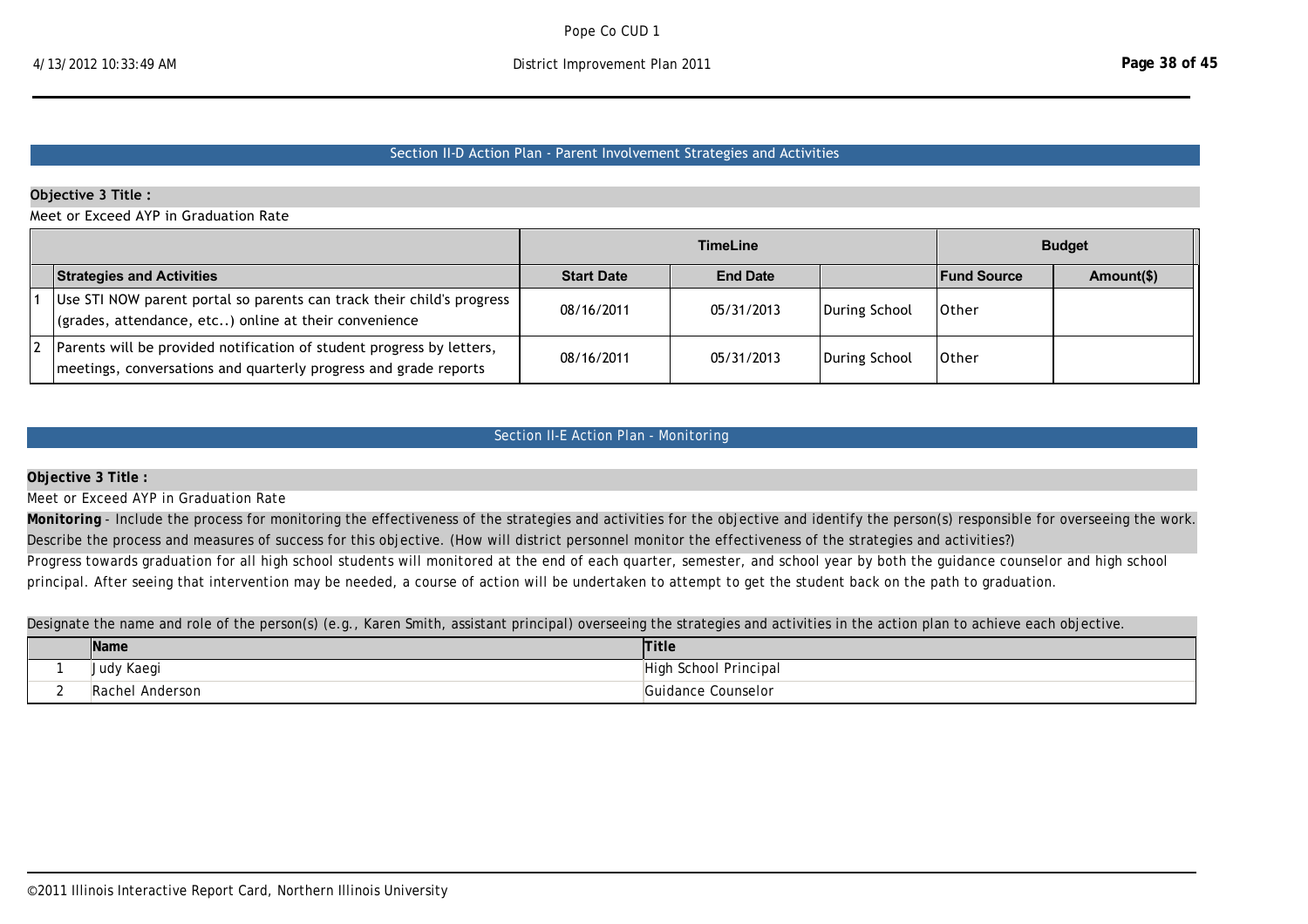## Section II-D Action Plan - Parent Involvement Strategies and Activities

**Objective 3 Title :**

Meet or Exceed AYP in Graduation Rate

| | | TimeLine | | | Budget | |
|---|---|---|---|---|---|---|
| | **Strategies and Activities** | **Start Date** | **End Date** | | **Fund Source** | **Amount($)** |
| 1 | Use STI NOW parent portal so parents can track their child's progress (grades, attendance, etc..) online at their convenience | 08/16/2011 | 05/31/2013 | During School | Other | |
| 2 | Parents will be provided notification of student progress by letters, meetings, conversations and quarterly progress and grade reports | 08/16/2011 | 05/31/2013 | During School | Other | |

## Section II-E Action Plan - Monitoring

**Objective 3 Title :**

Meet or Exceed AYP in Graduation Rate

**Monitoring** - Include the process for monitoring the effectiveness of the strategies and activities for the objective and identify the person(s) responsible for overseeing the work. Describe the process and measures of success for this objective. (How will district personnel monitor the effectiveness of the strategies and activities?)

Progress towards graduation for all high school students will monitored at the end of each quarter, semester, and school year by both the guidance counselor and high school principal. After seeing that intervention may be needed, a course of action will be undertaken to attempt to get the student back on the path to graduation.

Designate the name and role of the person(s) (e.g., Karen Smith, assistant principal) overseeing the strategies and activities in the action plan to achieve each objective.

| | **Name** | **Title** |
|---|---|---|
| 1 | Judy Kaegi | High School Principal |
| 2 | Rachel Anderson | Guidance Counselor |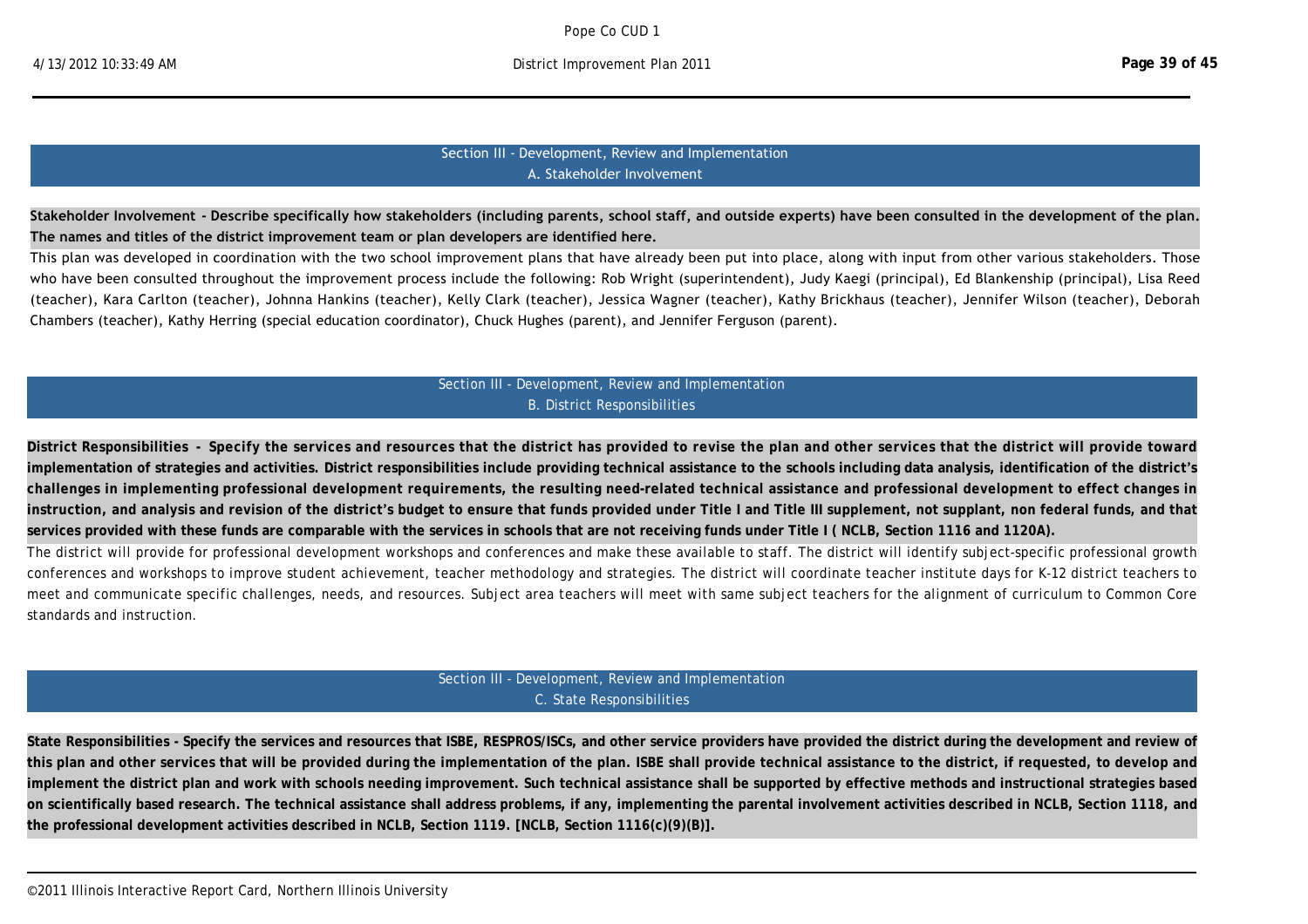## Section III - Development, Review and Implementation
### A. Stakeholder Involvement

**Stakeholder Involvement - Describe specifically how stakeholders (including parents, school staff, and outside experts) have been consulted in the development of the plan. The names and titles of the district improvement team or plan developers are identified here.**

This plan was developed in coordination with the two school improvement plans that have already been put into place, along with input from other various stakeholders. Those who have been consulted throughout the improvement process include the following: Rob Wright (superintendent), Judy Kaegi (principal), Ed Blankenship (principal), Lisa Reed (teacher), Kara Carlton (teacher), Johnna Hankins (teacher), Kelly Clark (teacher), Jessica Wagner (teacher), Kathy Brickhaus (teacher), Jennifer Wilson (teacher), Deborah Chambers (teacher), Kathy Herring (special education coordinator), Chuck Hughes (parent), and Jennifer Ferguson (parent).

## Section III - Development, Review and Implementation
### B. District Responsibilities

**District Responsibilities - Specify the services and resources that the district has provided to revise the plan and other services that the district will provide toward implementation of strategies and activities. District responsibilities include providing technical assistance to the schools including data analysis, identification of the district's challenges in implementing professional development requirements, the resulting need-related technical assistance and professional development to effect changes in instruction, and analysis and revision of the district's budget to ensure that funds provided under Title I and Title III supplement, not supplant, non federal funds, and that services provided with these funds are comparable with the services in schools that are not receiving funds under Title I ( NCLB, Section 1116 and 1120A).**

The district will provide for professional development workshops and conferences and make these available to staff. The district will identify subject-specific professional growth conferences and workshops to improve student achievement, teacher methodology and strategies. The district will coordinate teacher institute days for K-12 district teachers to meet and communicate specific challenges, needs, and resources. Subject area teachers will meet with same subject teachers for the alignment of curriculum to Common Core standards and instruction.

## Section III - Development, Review and Implementation
### C. State Responsibilities

**State Responsibilities - Specify the services and resources that ISBE, RESPROS/ISCs, and other service providers have provided the district during the development and review of this plan and other services that will be provided during the implementation of the plan. ISBE shall provide technical assistance to the district, if requested, to develop and implement the district plan and work with schools needing improvement. Such technical assistance shall be supported by effective methods and instructional strategies based on scientifically based research. The technical assistance shall address problems, if any, implementing the parental involvement activities described in NCLB, Section 1118, and the professional development activities described in NCLB, Section 1119. [NCLB, Section 1116(c)(9)(B)].**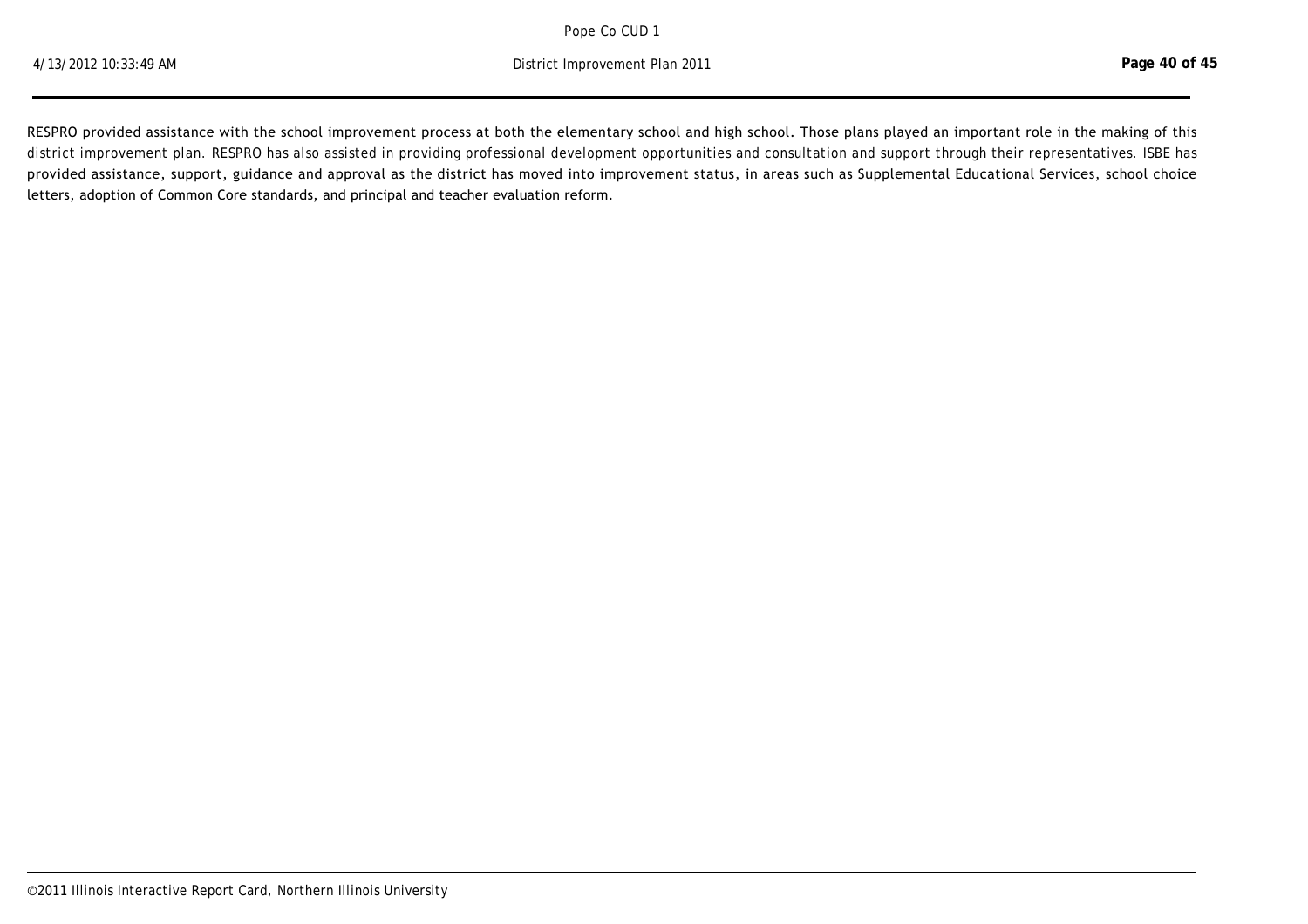RESPRO provided assistance with the school improvement process at both the elementary school and high school. Those plans played an important role in the making of this district improvement plan. RESPRO has also assisted in providing professional development opportunities and consultation and support through their representatives. ISBE has provided assistance, support, guidance and approval as the district has moved into improvement status, in areas such as Supplemental Educational Services, school choice letters, adoption of Common Core standards, and principal and teacher evaluation reform.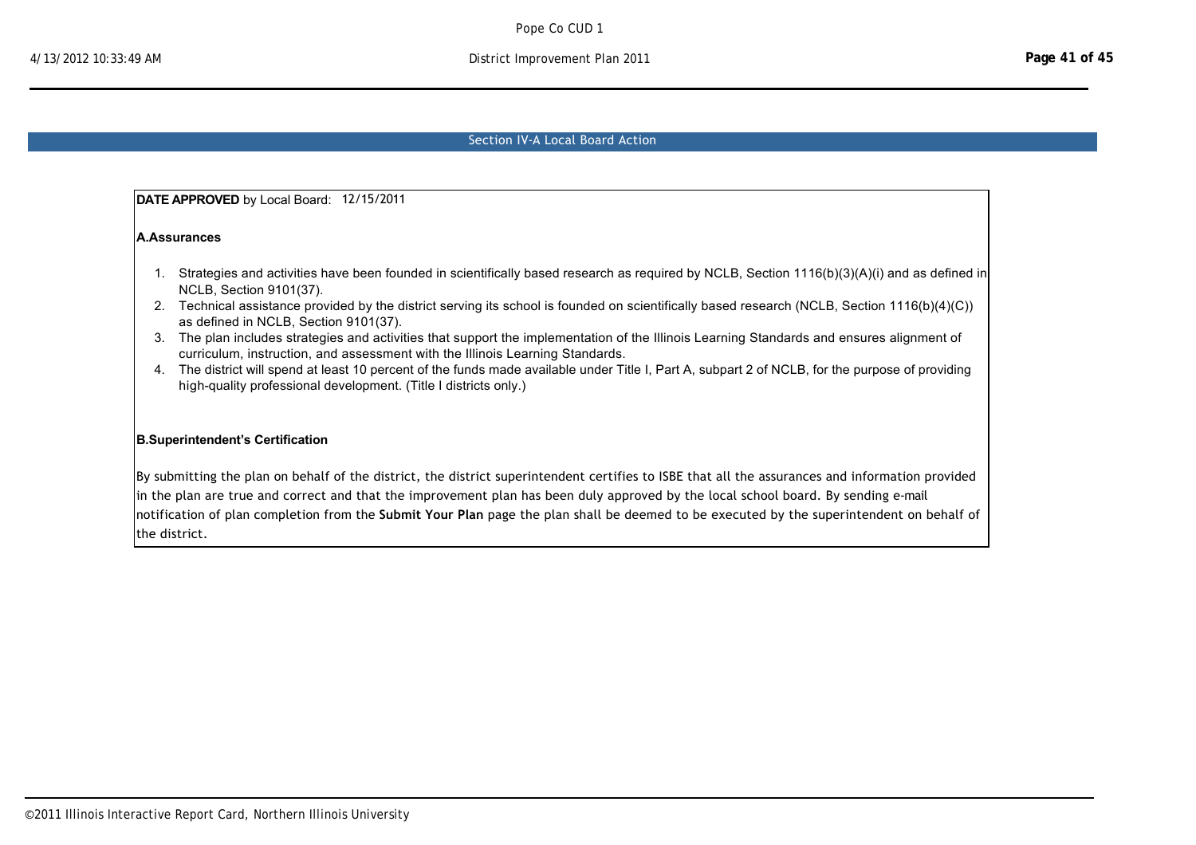## Section IV-A Local Board Action

**DATE APPROVED** by Local Board: 12/15/2011

**A.Assurances**

1. Strategies and activities have been founded in scientifically based research as required by NCLB, Section 1116(b)(3)(A)(i) and as defined in NCLB, Section 9101(37).
2. Technical assistance provided by the district serving its school is founded on scientifically based research (NCLB, Section 1116(b)(4)(C)) as defined in NCLB, Section 9101(37).
3. The plan includes strategies and activities that support the implementation of the Illinois Learning Standards and ensures alignment of curriculum, instruction, and assessment with the Illinois Learning Standards.
4. The district will spend at least 10 percent of the funds made available under Title I, Part A, subpart 2 of NCLB, for the purpose of providing high-quality professional development. (Title I districts only.)

**B.Superintendent's Certification**

By submitting the plan on behalf of the district, the district superintendent certifies to ISBE that all the assurances and information provided in the plan are true and correct and that the improvement plan has been duly approved by the local school board. By sending e-mail notification of plan completion from the **Submit Your Plan** page the plan shall be deemed to be executed by the superintendent on behalf of the district.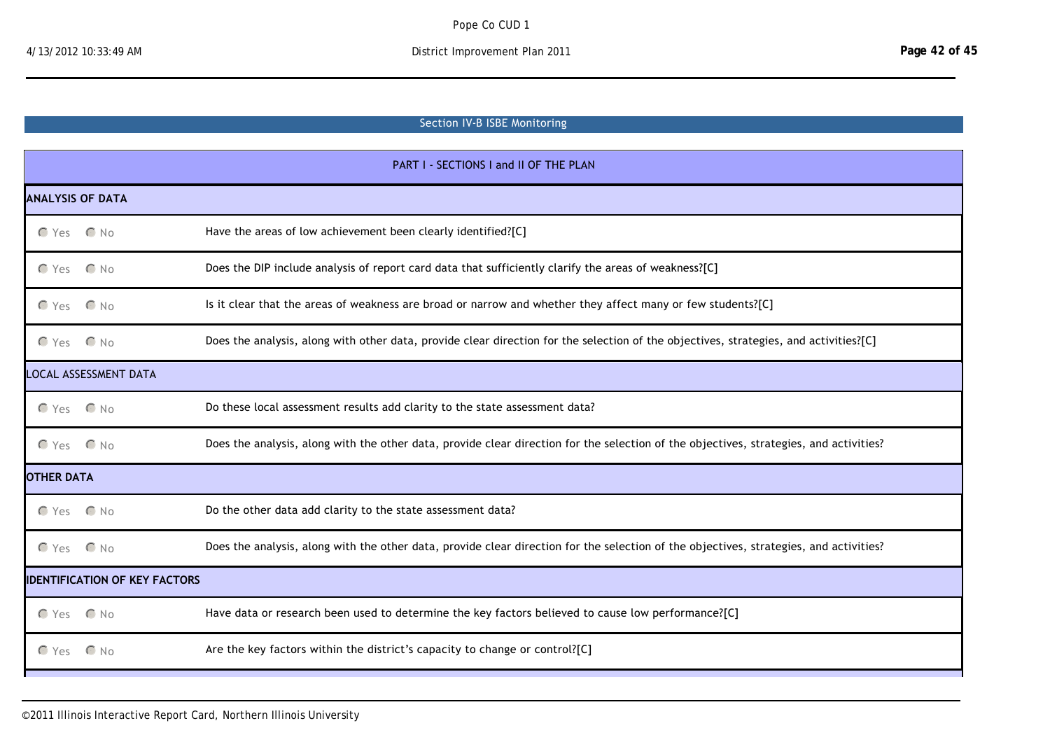## Section IV-B ISBE Monitoring

| PART I - SECTIONS I and II OF THE PLAN | |
|---|---|
| **ANALYSIS OF DATA** | |
| ○ Yes ○ No | Have the areas of low achievement been clearly identified?[C] |
| ○ Yes ○ No | Does the DIP include analysis of report card data that sufficiently clarify the areas of weakness?[C] |
| ○ Yes ○ No | Is it clear that the areas of weakness are broad or narrow and whether they affect many or few students?[C] |
| ○ Yes ○ No | Does the analysis, along with other data, provide clear direction for the selection of the objectives, strategies, and activities?[C] |
| LOCAL ASSESSMENT DATA | |
| ○ Yes ○ No | Do these local assessment results add clarity to the state assessment data? |
| ○ Yes ○ No | Does the analysis, along with the other data, provide clear direction for the selection of the objectives, strategies, and activities? |
| **OTHER DATA** | |
| ○ Yes ○ No | Do the other data add clarity to the state assessment data? |
| ○ Yes ○ No | Does the analysis, along with the other data, provide clear direction for the selection of the objectives, strategies, and activities? |
| **IDENTIFICATION OF KEY FACTORS** | |
| ○ Yes ○ No | Have data or research been used to determine the key factors believed to cause low performance?[C] |
| ○ Yes ○ No | Are the key factors within the district's capacity to change or control?[C] |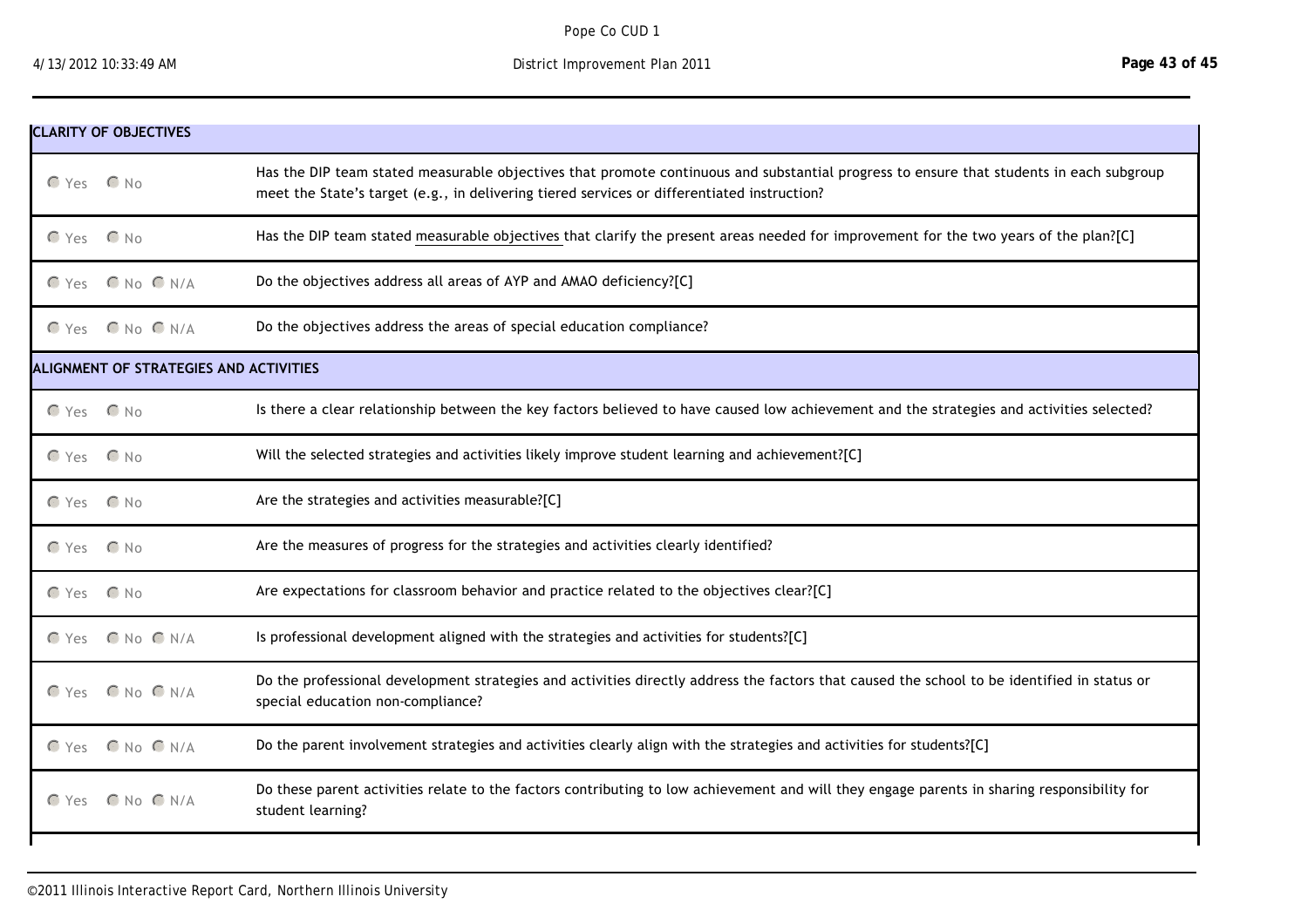| **CLARITY OF OBJECTIVES** | |
|---|---|
| ○ Yes ○ No | Has the DIP team stated measurable objectives that promote continuous and substantial progress to ensure that students in each subgroup meet the State's target (e.g., in delivering tiered services or differentiated instruction? |
| ○ Yes ○ No | Has the DIP team stated measurable objectives that clarify the present areas needed for improvement for the two years of the plan?[C] |
| ○ Yes ○ No ○ N/A | Do the objectives address all areas of AYP and AMAO deficiency?[C] |
| ○ Yes ○ No ○ N/A | Do the objectives address the areas of special education compliance? |
| **ALIGNMENT OF STRATEGIES AND ACTIVITIES** | |
| ○ Yes ○ No | Is there a clear relationship between the key factors believed to have caused low achievement and the strategies and activities selected? |
| ○ Yes ○ No | Will the selected strategies and activities likely improve student learning and achievement?[C] |
| ○ Yes ○ No | Are the strategies and activities measurable?[C] |
| ○ Yes ○ No | Are the measures of progress for the strategies and activities clearly identified? |
| ○ Yes ○ No | Are expectations for classroom behavior and practice related to the objectives clear?[C] |
| ○ Yes ○ No ○ N/A | Is professional development aligned with the strategies and activities for students?[C] |
| ○ Yes ○ No ○ N/A | Do the professional development strategies and activities directly address the factors that caused the school to be identified in status or special education non-compliance? |
| ○ Yes ○ No ○ N/A | Do the parent involvement strategies and activities clearly align with the strategies and activities for students?[C] |
| ○ Yes ○ No ○ N/A | Do these parent activities relate to the factors contributing to low achievement and will they engage parents in sharing responsibility for student learning? |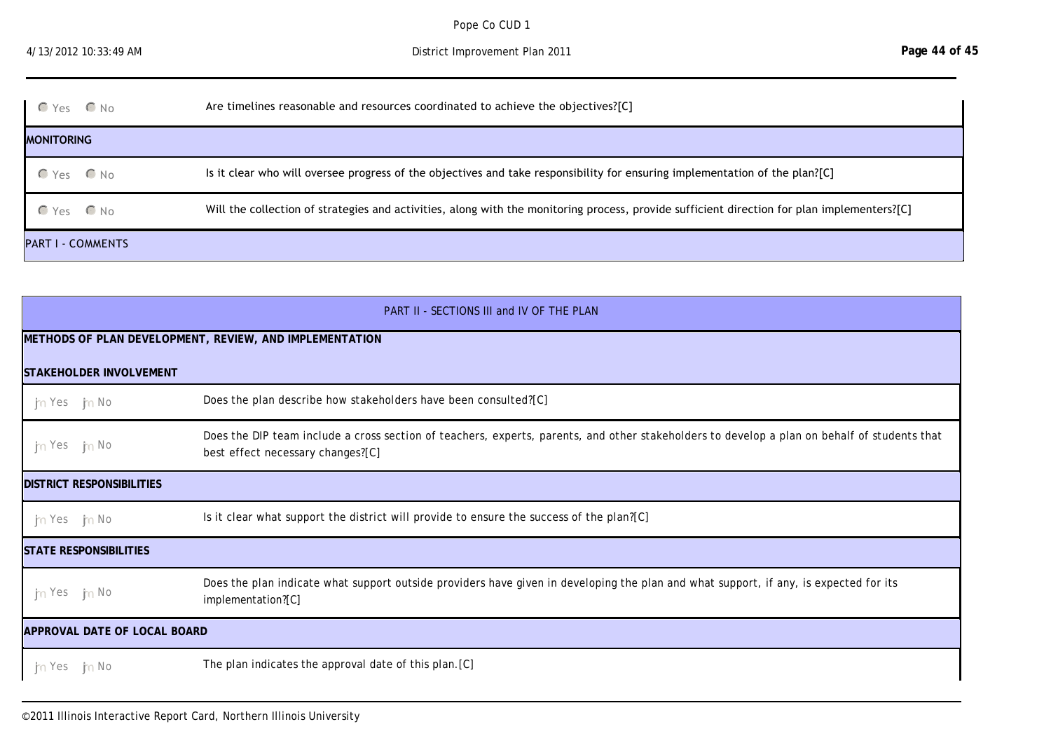| | |
|---|---|
| ○ Yes ○ No | Are timelines reasonable and resources coordinated to achieve the objectives?[C] |
| **MONITORING** | |
| ○ Yes ○ No | Is it clear who will oversee progress of the objectives and take responsibility for ensuring implementation of the plan?[C] |
| ○ Yes ○ No | Will the collection of strategies and activities, along with the monitoring process, provide sufficient direction for plan implementers?[C] |
| PART I - COMMENTS | |

## PART II - SECTIONS III and IV OF THE PLAN

### METHODS OF PLAN DEVELOPMENT, REVIEW, AND IMPLEMENTATION

| | |
|---|---|
| **STAKEHOLDER INVOLVEMENT** | |
| ○ Yes ○ No | Does the plan describe how stakeholders have been consulted?[C] |
| ○ Yes ○ No | Does the DIP team include a cross section of teachers, experts, parents, and other stakeholders to develop a plan on behalf of students that best effect necessary changes?[C] |
| **DISTRICT RESPONSIBILITIES** | |
| ○ Yes ○ No | Is it clear what support the district will provide to ensure the success of the plan?[C] |
| **STATE RESPONSIBILITIES** | |
| ○ Yes ○ No | Does the plan indicate what support outside providers have given in developing the plan and what support, if any, is expected for its implementation?[C] |
| **APPROVAL DATE OF LOCAL BOARD** | |
| ○ Yes ○ No | The plan indicates the approval date of this plan.[C] |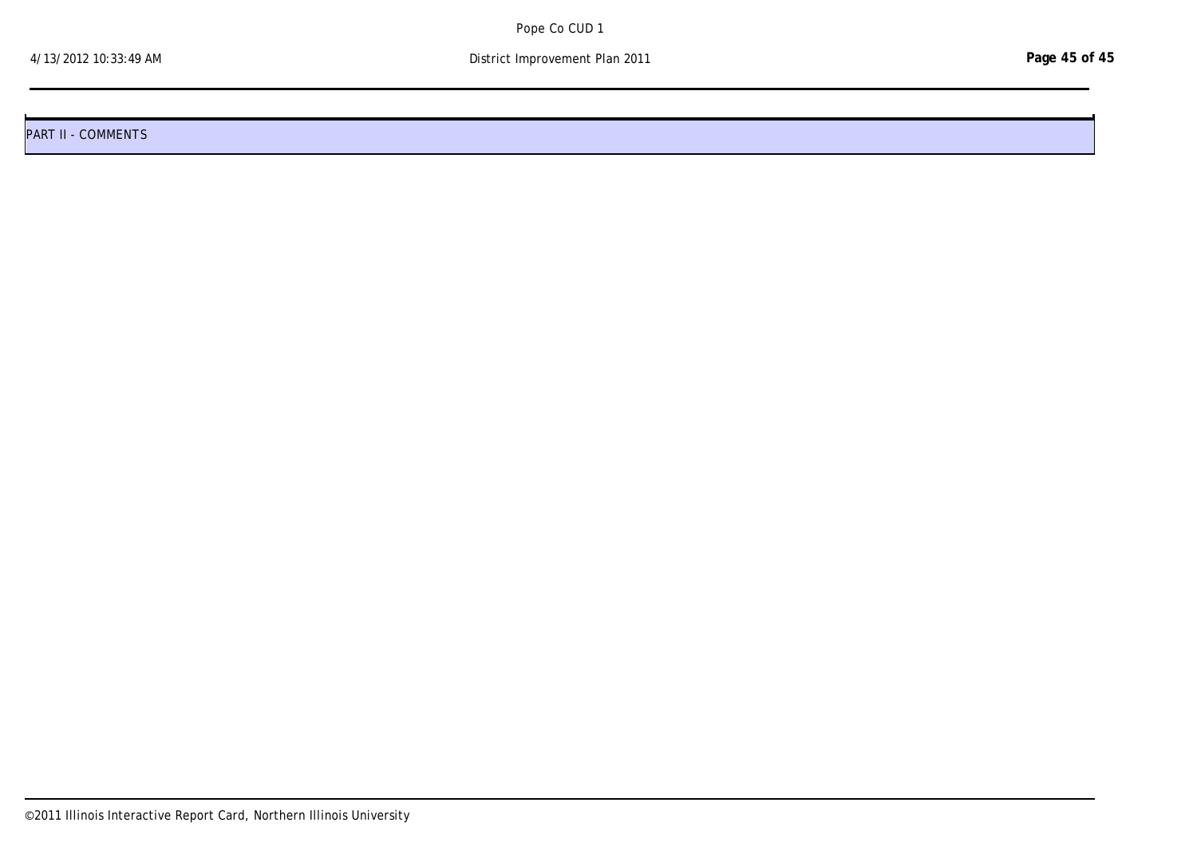PART II - COMMENTS